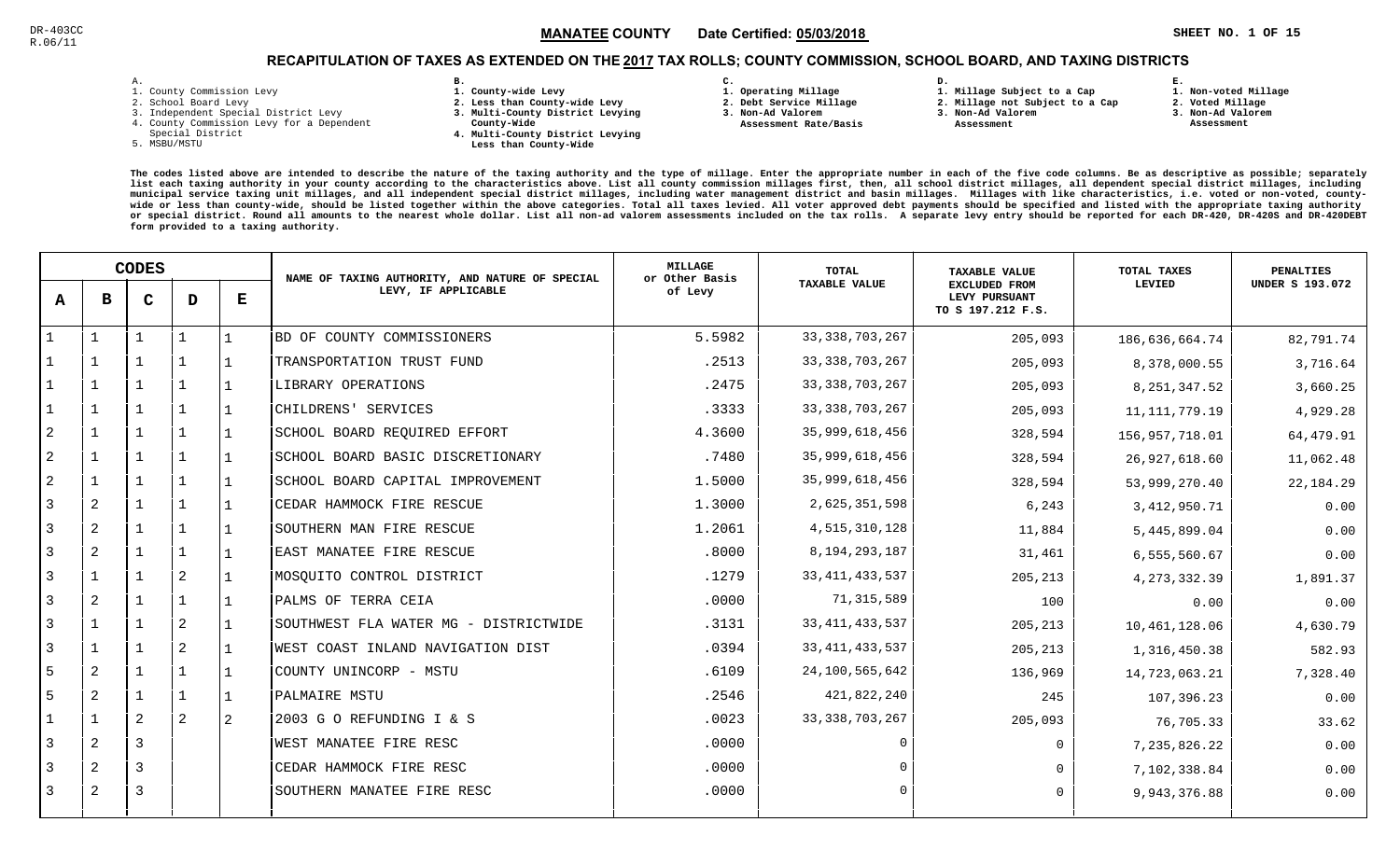DR-403CC
R.06/11

**MANATEE COUNTY** Date Certified: **05/03/2018**

## RECAPITULATION OF TAXES AS EXTENDED ON THE 2017 TAX ROLLS; COUNTY COMMISSION, SCHOOL BOARD, AND TAXING DISTRICTS

A.
1. County Commission Levy
2. School Board Levy
3. Independent Special District Levy
4. County Commission Levy for a Dependent Special District
5. MSBU/MSTU

B.
1. County-wide Levy
2. Less than County-wide Levy
3. Multi-County District Levying County-Wide
4. Multi-County District Levying Less than County-Wide

C.
1. Operating Millage
2. Debt Service Millage
3. Non-Ad Valorem Assessment Rate/Basis

D.
1. Millage Subject to a Cap
2. Millage not Subject to a Cap
3. Non-Ad Valorem Assessment

E.
1. Non-voted Millage
2. Voted Millage
3. Non-Ad Valorem Assessment

The codes listed above are intended to describe the nature of the taxing authority and the type of millage. Enter the appropriate number in each of the five code columns. Be as descriptive as possible; separately list each taxing authority in your county according to the characteristics above. List all county commission millages first, then, all school district millages, all dependent special district millages, including municipal service taxing unit millages, and all independent special district millages, including water management district and basin millages. Millages with like characteristics, i.e. voted or non-voted, county-wide or less than county-wide, should be listed together within the above categories. Total all taxes levied. All voter approved debt payments should be specified and listed with the appropriate taxing authority or special district. Round all amounts to the nearest whole dollar. List all non-ad valorem assessments included on the tax rolls. A separate levy entry should be reported for each DR-420, DR-420S and DR-420DEBT form provided to a taxing authority.

| CODES | | | | | NAME OF TAXING AUTHORITY, AND NATURE OF SPECIAL LEVY, IF APPLICABLE | MILLAGE or Other Basis of Levy | TOTAL TAXABLE VALUE | TAXABLE VALUE EXCLUDED FROM LEVY PURSUANT TO S 197.212 F.S. | TOTAL TAXES LEVIED | PENALTIES UNDER S 193.072 |
|---|---|---|---|---|---|---|---|---|---|---|
| A | B | C | D | E | | | | | | |
| 1 | 1 | 1 | 1 | 1 | BD OF COUNTY COMMISSIONERS | 5.5982 | 33,338,703,267 | 205,093 | 186,636,664.74 | 82,791.74 |
| 1 | 1 | 1 | 1 | 1 | TRANSPORTATION TRUST FUND | .2513 | 33,338,703,267 | 205,093 | 8,378,000.55 | 3,716.64 |
| 1 | 1 | 1 | 1 | 1 | LIBRARY OPERATIONS | .2475 | 33,338,703,267 | 205,093 | 8,251,347.52 | 3,660.25 |
| 1 | 1 | 1 | 1 | 1 | CHILDRENS' SERVICES | .3333 | 33,338,703,267 | 205,093 | 11,111,779.19 | 4,929.28 |
| 2 | 1 | 1 | 1 | 1 | SCHOOL BOARD REQUIRED EFFORT | 4.3600 | 35,999,618,456 | 328,594 | 156,957,718.01 | 64,479.91 |
| 2 | 1 | 1 | 1 | 1 | SCHOOL BOARD BASIC DISCRETIONARY | .7480 | 35,999,618,456 | 328,594 | 26,927,618.60 | 11,062.48 |
| 2 | 1 | 1 | 1 | 1 | SCHOOL BOARD CAPITAL IMPROVEMENT | 1.5000 | 35,999,618,456 | 328,594 | 53,999,270.40 | 22,184.29 |
| 3 | 2 | 1 | 1 | 1 | CEDAR HAMMOCK FIRE RESCUE | 1.3000 | 2,625,351,598 | 6,243 | 3,412,950.71 | 0.00 |
| 3 | 2 | 1 | 1 | 1 | SOUTHERN MAN FIRE RESCUE | 1.2061 | 4,515,310,128 | 11,884 | 5,445,899.04 | 0.00 |
| 3 | 2 | 1 | 1 | 1 | EAST MANATEE FIRE RESCUE | .8000 | 8,194,293,187 | 31,461 | 6,555,560.67 | 0.00 |
| 3 | 1 | 1 | 2 | 1 | MOSQUITO CONTROL DISTRICT | .1279 | 33,411,433,537 | 205,213 | 4,273,332.39 | 1,891.37 |
| 3 | 2 | 1 | 1 | 1 | PALMS OF TERRA CEIA | .0000 | 71,315,589 | 100 | 0.00 | 0.00 |
| 3 | 1 | 1 | 2 | 1 | SOUTHWEST FLA WATER MG - DISTRICTWIDE | .3131 | 33,411,433,537 | 205,213 | 10,461,128.06 | 4,630.79 |
| 3 | 1 | 1 | 2 | 1 | WEST COAST INLAND NAVIGATION DIST | .0394 | 33,411,433,537 | 205,213 | 1,316,450.38 | 582.93 |
| 5 | 2 | 1 | 1 | 1 | COUNTY UNINCORP - MSTU | .6109 | 24,100,565,642 | 136,969 | 14,723,063.21 | 7,328.40 |
| 5 | 2 | 1 | 1 | 1 | PALMAIRE MSTU | .2546 | 421,822,240 | 245 | 107,396.23 | 0.00 |
| 1 | 1 | 2 | 2 | 2 | 2003 G O REFUNDING I & S | .0023 | 33,338,703,267 | 205,093 | 76,705.33 | 33.62 |
| 3 | 2 | 3 | | | WEST MANATEE FIRE RESC | .0000 | 0 | 0 | 7,235,826.22 | 0.00 |
| 3 | 2 | 3 | | | CEDAR HAMMOCK FIRE RESC | .0000 | 0 | 0 | 7,102,338.84 | 0.00 |
| 3 | 2 | 3 | | | SOUTHERN MANATEE FIRE RESC | .0000 | 0 | 0 | 9,943,376.88 | 0.00 |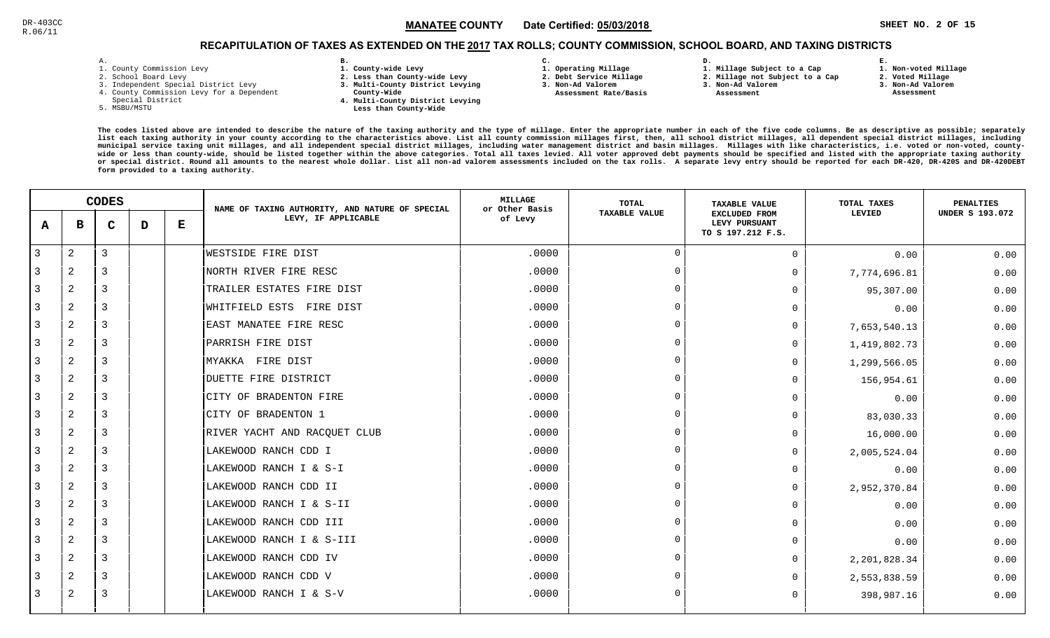DR-403CC
R.06/11

**MANATEE COUNTY** Date Certified: **05/03/2018**

## RECAPITULATION OF TAXES AS EXTENDED ON THE 2017 TAX ROLLS; COUNTY COMMISSION, SCHOOL BOARD, AND TAXING DISTRICTS

A.
1. County Commission Levy
2. School Board Levy
3. Independent Special District Levy
4. County Commission Levy for a Dependent Special District
5. MSBU/MSTU

B.
1. County-wide Levy
2. Less than County-wide Levy
3. Multi-County District Levying County-Wide
4. Multi-County District Levying Less than County-Wide

C.
1. Operating Millage
2. Debt Service Millage
3. Non-Ad Valorem Assessment Rate/Basis

D.
1. Millage Subject to a Cap
2. Millage not Subject to a Cap
3. Non-Ad Valorem Assessment

E.
1. Non-voted Millage
2. Voted Millage
3. Non-Ad Valorem Assessment

The codes listed above are intended to describe the nature of the taxing authority and the type of millage. Enter the appropriate number in each of the five code columns. Be as descriptive as possible; separately list each taxing authority in your county according to the characteristics above. List all county commission millages first, then, all school district millages, all dependent special district millages, including municipal service taxing unit millages, and all independent special district millages, including water management district and basin millages. Millages with like characteristics, i.e. voted or non-voted, county-wide or less than county-wide, should be listed together within the above categories. Total all taxes levied. All voter approved debt payments should be specified and listed with the appropriate taxing authority or special district. Round all amounts to the nearest whole dollar. List all non-ad valorem assessments included on the tax rolls. A separate levy entry should be reported for each DR-420, DR-420S and DR-420DEBT form provided to a taxing authority.

| A | B | C | D | E | NAME OF TAXING AUTHORITY, AND NATURE OF SPECIAL LEVY, IF APPLICABLE | MILLAGE or Other Basis of Levy | TOTAL TAXABLE VALUE | TAXABLE VALUE EXCLUDED FROM LEVY PURSUANT TO S 197.212 F.S. | TOTAL TAXES LEVIED | PENALTIES UNDER S 193.072 |
|---|---|---|---|---|---|---|---|---|---|---|
| 3 | 2 | 3 | | | WESTSIDE FIRE DIST | .0000 | 0 | 0 | 0.00 | 0.00 |
| 3 | 2 | 3 | | | NORTH RIVER FIRE RESC | .0000 | 0 | 0 | 7,774,696.81 | 0.00 |
| 3 | 2 | 3 | | | TRAILER ESTATES FIRE DIST | .0000 | 0 | 0 | 95,307.00 | 0.00 |
| 3 | 2 | 3 | | | WHITFIELD ESTS FIRE DIST | .0000 | 0 | 0 | 0.00 | 0.00 |
| 3 | 2 | 3 | | | EAST MANATEE FIRE RESC | .0000 | 0 | 0 | 7,653,540.13 | 0.00 |
| 3 | 2 | 3 | | | PARRISH FIRE DIST | .0000 | 0 | 0 | 1,419,802.73 | 0.00 |
| 3 | 2 | 3 | | | MYAKKA FIRE DIST | .0000 | 0 | 0 | 1,299,566.05 | 0.00 |
| 3 | 2 | 3 | | | DUETTE FIRE DISTRICT | .0000 | 0 | 0 | 156,954.61 | 0.00 |
| 3 | 2 | 3 | | | CITY OF BRADENTON FIRE | .0000 | 0 | 0 | 0.00 | 0.00 |
| 3 | 2 | 3 | | | CITY OF BRADENTON 1 | .0000 | 0 | 0 | 83,030.33 | 0.00 |
| 3 | 2 | 3 | | | RIVER YACHT AND RACQUET CLUB | .0000 | 0 | 0 | 16,000.00 | 0.00 |
| 3 | 2 | 3 | | | LAKEWOOD RANCH CDD I | .0000 | 0 | 0 | 2,005,524.04 | 0.00 |
| 3 | 2 | 3 | | | LAKEWOOD RANCH I & S-I | .0000 | 0 | 0 | 0.00 | 0.00 |
| 3 | 2 | 3 | | | LAKEWOOD RANCH CDD II | .0000 | 0 | 0 | 2,952,370.84 | 0.00 |
| 3 | 2 | 3 | | | LAKEWOOD RANCH I & S-II | .0000 | 0 | 0 | 0.00 | 0.00 |
| 3 | 2 | 3 | | | LAKEWOOD RANCH CDD III | .0000 | 0 | 0 | 0.00 | 0.00 |
| 3 | 2 | 3 | | | LAKEWOOD RANCH I & S-III | .0000 | 0 | 0 | 0.00 | 0.00 |
| 3 | 2 | 3 | | | LAKEWOOD RANCH CDD IV | .0000 | 0 | 0 | 2,201,828.34 | 0.00 |
| 3 | 2 | 3 | | | LAKEWOOD RANCH CDD V | .0000 | 0 | 0 | 2,553,838.59 | 0.00 |
| 3 | 2 | 3 | | | LAKEWOOD RANCH I & S-V | .0000 | 0 | 0 | 398,987.16 | 0.00 |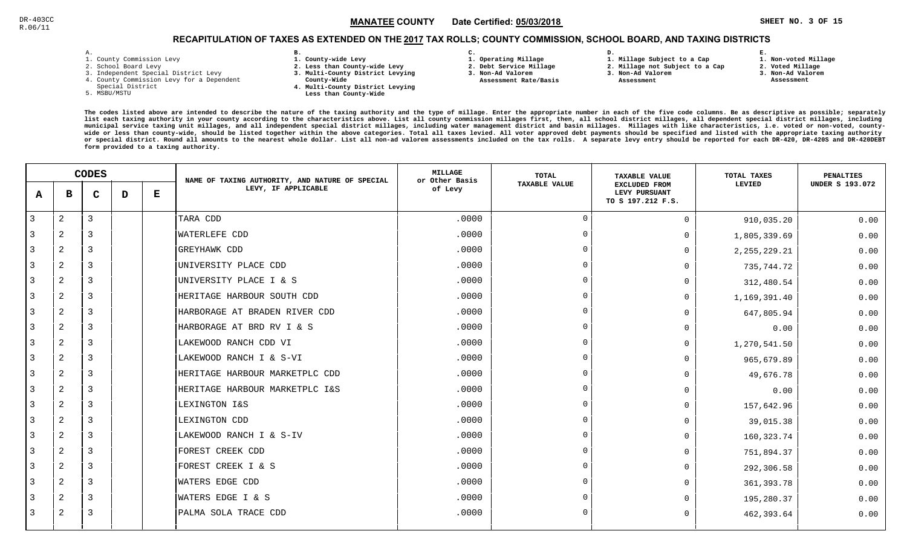DR-403CC
R.06/11

**MANATEE COUNTY** Date Certified: **05/03/2018**

## RECAPITULATION OF TAXES AS EXTENDED ON THE 2017 TAX ROLLS; COUNTY COMMISSION, SCHOOL BOARD, AND TAXING DISTRICTS

A.
1. County Commission Levy
2. School Board Levy
3. Independent Special District Levy
4. County Commission Levy for a Dependent Special District
5. MSBU/MSTU

B.
1. County-wide Levy
2. Less than County-wide Levy
3. Multi-County District Levying County-Wide
4. Multi-County District Levying Less than County-Wide

C.
1. Operating Millage
2. Debt Service Millage
3. Non-Ad Valorem Assessment Rate/Basis

D.
1. Millage Subject to a Cap
2. Millage not Subject to a Cap
3. Non-Ad Valorem Assessment

E.
1. Non-voted Millage
2. Voted Millage
3. Non-Ad Valorem Assessment

The codes listed above are intended to describe the nature of the taxing authority and the type of millage. Enter the appropriate number in each of the five code columns. Be as descriptive as possible; separately list each taxing authority in your county according to the characteristics above. List all county commission millages first, then, all school district millages, all dependent special district millages, including municipal service taxing unit millages, and all independent special district millages, including water management district and basin millages. Millages with like characteristics, i.e. voted or non-voted, county-wide or less than county-wide, should be listed together within the above categories. Total all taxes levied. All voter approved debt payments should be specified and listed with the appropriate taxing authority or special district. Round all amounts to the nearest whole dollar. List all non-ad valorem assessments included on the tax rolls. A separate levy entry should be reported for each DR-420, DR-420S and DR-420DEBT form provided to a taxing authority.

| CODES | | | | | NAME OF TAXING AUTHORITY, AND NATURE OF SPECIAL LEVY, IF APPLICABLE | MILLAGE or Other Basis of Levy | TOTAL TAXABLE VALUE | TAXABLE VALUE EXCLUDED FROM LEVY PURSUANT TO S 197.212 F.S. | TOTAL TAXES LEVIED | PENALTIES UNDER S 193.072 |
|---|---|---|---|---|---|---|---|---|---|---|
| A | B | C | D | E | | | | | | |
| 3 | 2 | 3 | | | TARA CDD | .0000 | 0 | 0 | 910,035.20 | 0.00 |
| 3 | 2 | 3 | | | WATERLEFE CDD | .0000 | 0 | 0 | 1,805,339.69 | 0.00 |
| 3 | 2 | 3 | | | GREYHAWK CDD | .0000 | 0 | 0 | 2,255,229.21 | 0.00 |
| 3 | 2 | 3 | | | UNIVERSITY PLACE CDD | .0000 | 0 | 0 | 735,744.72 | 0.00 |
| 3 | 2 | 3 | | | UNIVERSITY PLACE I & S | .0000 | 0 | 0 | 312,480.54 | 0.00 |
| 3 | 2 | 3 | | | HERITAGE HARBOUR SOUTH CDD | .0000 | 0 | 0 | 1,169,391.40 | 0.00 |
| 3 | 2 | 3 | | | HARBORAGE AT BRADEN RIVER CDD | .0000 | 0 | 0 | 647,805.94 | 0.00 |
| 3 | 2 | 3 | | | HARBORAGE AT BRD RV I & S | .0000 | 0 | 0 | 0.00 | 0.00 |
| 3 | 2 | 3 | | | LAKEWOOD RANCH CDD VI | .0000 | 0 | 0 | 1,270,541.50 | 0.00 |
| 3 | 2 | 3 | | | LAKEWOOD RANCH I & S-VI | .0000 | 0 | 0 | 965,679.89 | 0.00 |
| 3 | 2 | 3 | | | HERITAGE HARBOUR MARKETPLC CDD | .0000 | 0 | 0 | 49,676.78 | 0.00 |
| 3 | 2 | 3 | | | HERITAGE HARBOUR MARKETPLC I&S | .0000 | 0 | 0 | 0.00 | 0.00 |
| 3 | 2 | 3 | | | LEXINGTON I&S | .0000 | 0 | 0 | 157,642.96 | 0.00 |
| 3 | 2 | 3 | | | LEXINGTON CDD | .0000 | 0 | 0 | 39,015.38 | 0.00 |
| 3 | 2 | 3 | | | LAKEWOOD RANCH I & S-IV | .0000 | 0 | 0 | 160,323.74 | 0.00 |
| 3 | 2 | 3 | | | FOREST CREEK CDD | .0000 | 0 | 0 | 751,894.37 | 0.00 |
| 3 | 2 | 3 | | | FOREST CREEK I & S | .0000 | 0 | 0 | 292,306.58 | 0.00 |
| 3 | 2 | 3 | | | WATERS EDGE CDD | .0000 | 0 | 0 | 361,393.78 | 0.00 |
| 3 | 2 | 3 | | | WATERS EDGE I & S | .0000 | 0 | 0 | 195,280.37 | 0.00 |
| 3 | 2 | 3 | | | PALMA SOLA TRACE CDD | .0000 | 0 | 0 | 462,393.64 | 0.00 |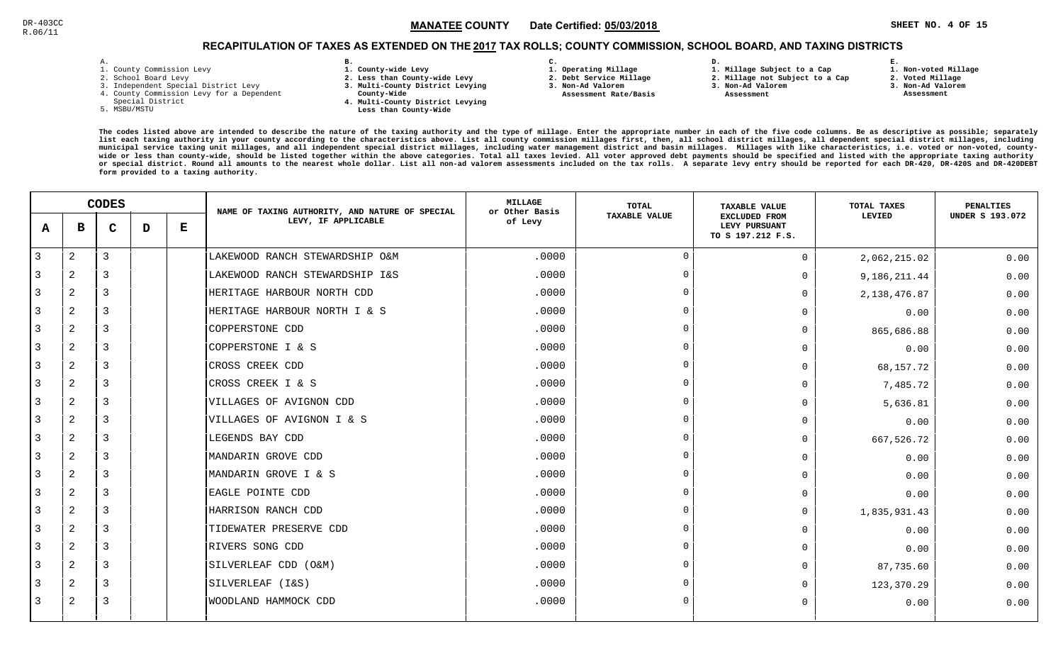DR-403CC
R.06/11

**MANATEE COUNTY** Date Certified: **05/03/2018**

## RECAPITULATION OF TAXES AS EXTENDED ON THE 2017 TAX ROLLS; COUNTY COMMISSION, SCHOOL BOARD, AND TAXING DISTRICTS

A.
1. County Commission Levy
2. School Board Levy
3. Independent Special District Levy
4. County Commission Levy for a Dependent Special District
5. MSBU/MSTU

B.
1. County-wide Levy
2. Less than County-wide Levy
3. Multi-County District Levying County-Wide
4. Multi-County District Levying Less than County-Wide

C.
1. Operating Millage
2. Debt Service Millage
3. Non-Ad Valorem Assessment Rate/Basis

D.
1. Millage Subject to a Cap
2. Millage not Subject to a Cap
3. Non-Ad Valorem Assessment

E.
1. Non-voted Millage
2. Voted Millage
3. Non-Ad Valorem Assessment

The codes listed above are intended to describe the nature of the taxing authority and the type of millage. Enter the appropriate number in each of the five code columns. Be as descriptive as possible; separately list each taxing authority in your county according to the characteristics above. List all county commission millages first, then, all school district millages, all dependent special district millages, including municipal service taxing unit millages, and all independent special district millages, including water management district and basin millages. Millages with like characteristics, i.e. voted or non-voted, county-wide or less than county-wide, should be listed together within the above categories. Total all taxes levied. All voter approved debt payments should be specified and listed with the appropriate taxing authority or special district. Round all amounts to the nearest whole dollar. List all non-ad valorem assessments included on the tax rolls. A separate levy entry should be reported for each DR-420, DR-420S and DR-420DEBT form provided to a taxing authority.

| CODES | | | | | NAME OF TAXING AUTHORITY, AND NATURE OF SPECIAL LEVY, IF APPLICABLE | MILLAGE or Other Basis of Levy | TOTAL TAXABLE VALUE | TAXABLE VALUE EXCLUDED FROM LEVY PURSUANT TO S 197.212 F.S. | TOTAL TAXES LEVIED | PENALTIES UNDER S 193.072 |
|---|---|---|---|---|---|---|---|---|---|---|
| A | B | C | D | E | | | | | | |
| 3 | 2 | 3 | | | LAKEWOOD RANCH STEWARDSHIP O&M | .0000 | 0 | 0 | 2,062,215.02 | 0.00 |
| 3 | 2 | 3 | | | LAKEWOOD RANCH STEWARDSHIP I&S | .0000 | 0 | 0 | 9,186,211.44 | 0.00 |
| 3 | 2 | 3 | | | HERITAGE HARBOUR NORTH CDD | .0000 | 0 | 0 | 2,138,476.87 | 0.00 |
| 3 | 2 | 3 | | | HERITAGE HARBOUR NORTH I & S | .0000 | 0 | 0 | 0.00 | 0.00 |
| 3 | 2 | 3 | | | COPPERSTONE CDD | .0000 | 0 | 0 | 865,686.88 | 0.00 |
| 3 | 2 | 3 | | | COPPERSTONE I & S | .0000 | 0 | 0 | 0.00 | 0.00 |
| 3 | 2 | 3 | | | CROSS CREEK CDD | .0000 | 0 | 0 | 68,157.72 | 0.00 |
| 3 | 2 | 3 | | | CROSS CREEK I & S | .0000 | 0 | 0 | 7,485.72 | 0.00 |
| 3 | 2 | 3 | | | VILLAGES OF AVIGNON CDD | .0000 | 0 | 0 | 5,636.81 | 0.00 |
| 3 | 2 | 3 | | | VILLAGES OF AVIGNON I & S | .0000 | 0 | 0 | 0.00 | 0.00 |
| 3 | 2 | 3 | | | LEGENDS BAY CDD | .0000 | 0 | 0 | 667,526.72 | 0.00 |
| 3 | 2 | 3 | | | MANDARIN GROVE CDD | .0000 | 0 | 0 | 0.00 | 0.00 |
| 3 | 2 | 3 | | | MANDARIN GROVE I & S | .0000 | 0 | 0 | 0.00 | 0.00 |
| 3 | 2 | 3 | | | EAGLE POINTE CDD | .0000 | 0 | 0 | 0.00 | 0.00 |
| 3 | 2 | 3 | | | HARRISON RANCH CDD | .0000 | 0 | 0 | 1,835,931.43 | 0.00 |
| 3 | 2 | 3 | | | TIDEWATER PRESERVE CDD | .0000 | 0 | 0 | 0.00 | 0.00 |
| 3 | 2 | 3 | | | RIVERS SONG CDD | .0000 | 0 | 0 | 0.00 | 0.00 |
| 3 | 2 | 3 | | | SILVERLEAF CDD (O&M) | .0000 | 0 | 0 | 87,735.60 | 0.00 |
| 3 | 2 | 3 | | | SILVERLEAF (I&S) | .0000 | 0 | 0 | 123,370.29 | 0.00 |
| 3 | 2 | 3 | | | WOODLAND HAMMOCK CDD | .0000 | 0 | 0 | 0.00 | 0.00 |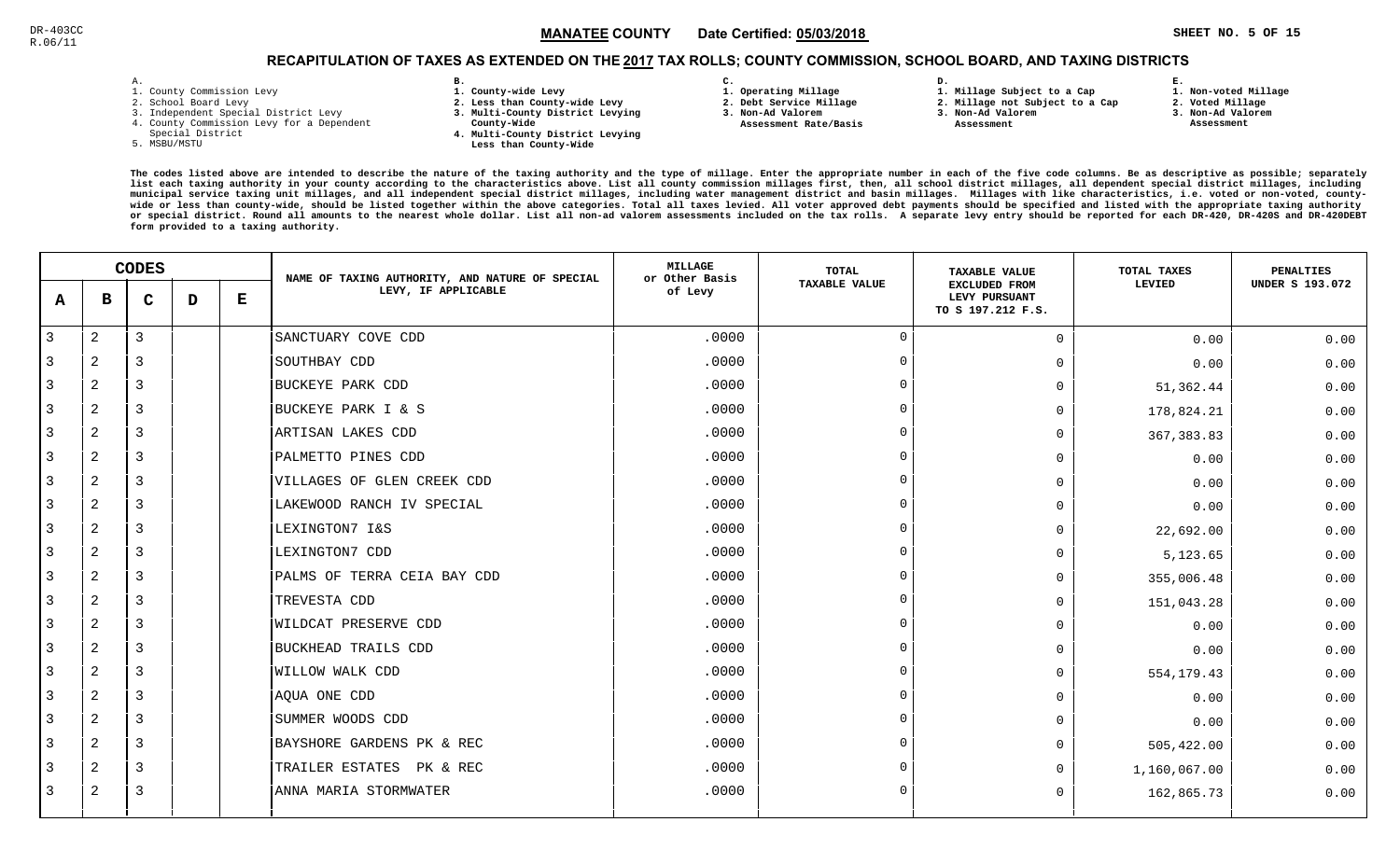DR-403CC
R.06/11

**MANATEE COUNTY** Date Certified: **05/03/2018**

## RECAPITULATION OF TAXES AS EXTENDED ON THE 2017 TAX ROLLS; COUNTY COMMISSION, SCHOOL BOARD, AND TAXING DISTRICTS

A.
1. County Commission Levy
2. School Board Levy
3. Independent Special District Levy
4. County Commission Levy for a Dependent Special District
5. MSBU/MSTU

B.
1. County-wide Levy
2. Less than County-wide Levy
3. Multi-County District Levying County-Wide
4. Multi-County District Levying Less than County-Wide

C.
1. Operating Millage
2. Debt Service Millage
3. Non-Ad Valorem Assessment Rate/Basis

D.
1. Millage Subject to a Cap
2. Millage not Subject to a Cap
3. Non-Ad Valorem Assessment

E.
1. Non-voted Millage
2. Voted Millage
3. Non-Ad Valorem Assessment

The codes listed above are intended to describe the nature of the taxing authority and the type of millage. Enter the appropriate number in each of the five code columns. Be as descriptive as possible; separately list each taxing authority in your county according to the characteristics above. List all county commission millages first, then, all school district millages, all dependent special district millages, including municipal service taxing unit millages, and all independent special district millages, including water management district and basin millages. Millages with like characteristics, i.e. voted or non-voted, county-wide or less than county-wide, should be listed together within the above categories. Total all taxes levied. All voter approved debt payments should be specified and listed with the appropriate taxing authority or special district. Round all amounts to the nearest whole dollar. List all non-ad valorem assessments included on the tax rolls. A separate levy entry should be reported for each DR-420, DR-420S and DR-420DEBT form provided to a taxing authority.

| CODES | | | | | NAME OF TAXING AUTHORITY, AND NATURE OF SPECIAL LEVY, IF APPLICABLE | MILLAGE or Other Basis of Levy | TOTAL TAXABLE VALUE | TAXABLE VALUE EXCLUDED FROM LEVY PURSUANT TO S 197.212 F.S. | TOTAL TAXES LEVIED | PENALTIES UNDER S 193.072 |
|---|---|---|---|---|---|---|---|---|---|---|
| A | B | C | D | E | | | | | | |
| 3 | 2 | 3 | | | SANCTUARY COVE CDD | .0000 | 0 | 0 | 0.00 | 0.00 |
| 3 | 2 | 3 | | | SOUTHBAY CDD | .0000 | 0 | 0 | 0.00 | 0.00 |
| 3 | 2 | 3 | | | BUCKEYE PARK CDD | .0000 | 0 | 0 | 51,362.44 | 0.00 |
| 3 | 2 | 3 | | | BUCKEYE PARK I & S | .0000 | 0 | 0 | 178,824.21 | 0.00 |
| 3 | 2 | 3 | | | ARTISAN LAKES CDD | .0000 | 0 | 0 | 367,383.83 | 0.00 |
| 3 | 2 | 3 | | | PALMETTO PINES CDD | .0000 | 0 | 0 | 0.00 | 0.00 |
| 3 | 2 | 3 | | | VILLAGES OF GLEN CREEK CDD | .0000 | 0 | 0 | 0.00 | 0.00 |
| 3 | 2 | 3 | | | LAKEWOOD RANCH IV SPECIAL | .0000 | 0 | 0 | 0.00 | 0.00 |
| 3 | 2 | 3 | | | LEXINGTON7 I&S | .0000 | 0 | 0 | 22,692.00 | 0.00 |
| 3 | 2 | 3 | | | LEXINGTON7 CDD | .0000 | 0 | 0 | 5,123.65 | 0.00 |
| 3 | 2 | 3 | | | PALMS OF TERRA CEIA BAY CDD | .0000 | 0 | 0 | 355,006.48 | 0.00 |
| 3 | 2 | 3 | | | TREVESTA CDD | .0000 | 0 | 0 | 151,043.28 | 0.00 |
| 3 | 2 | 3 | | | WILDCAT PRESERVE CDD | .0000 | 0 | 0 | 0.00 | 0.00 |
| 3 | 2 | 3 | | | BUCKHEAD TRAILS CDD | .0000 | 0 | 0 | 0.00 | 0.00 |
| 3 | 2 | 3 | | | WILLOW WALK CDD | .0000 | 0 | 0 | 554,179.43 | 0.00 |
| 3 | 2 | 3 | | | AQUA ONE CDD | .0000 | 0 | 0 | 0.00 | 0.00 |
| 3 | 2 | 3 | | | SUMMER WOODS CDD | .0000 | 0 | 0 | 0.00 | 0.00 |
| 3 | 2 | 3 | | | BAYSHORE GARDENS PK & REC | .0000 | 0 | 0 | 505,422.00 | 0.00 |
| 3 | 2 | 3 | | | TRAILER ESTATES PK & REC | .0000 | 0 | 0 | 1,160,067.00 | 0.00 |
| 3 | 2 | 3 | | | ANNA MARIA STORMWATER | .0000 | 0 | 0 | 162,865.73 | 0.00 |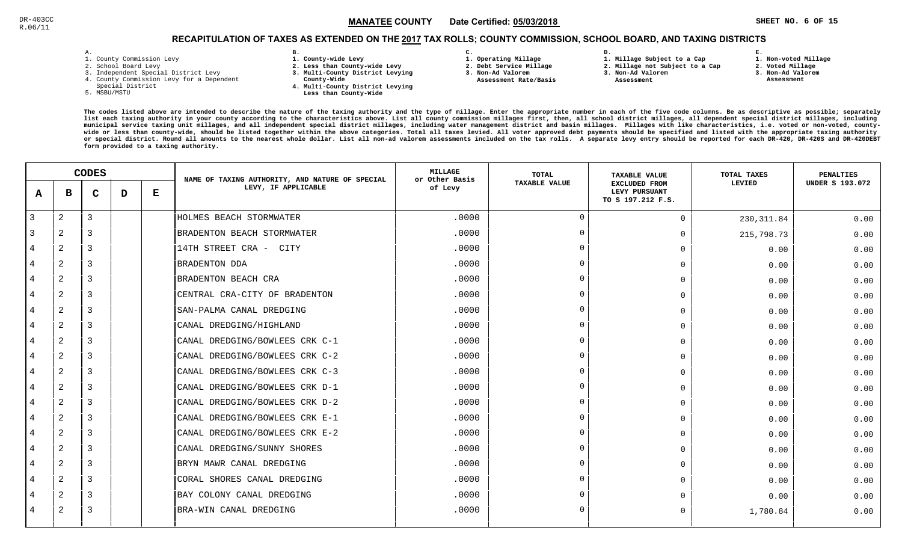DR-403CC
R.06/11

**MANATEE COUNTY** Date Certified: **05/03/2018**

## RECAPITULATION OF TAXES AS EXTENDED ON THE 2017 TAX ROLLS; COUNTY COMMISSION, SCHOOL BOARD, AND TAXING DISTRICTS

**A.**
1. County Commission Levy
2. School Board Levy
3. Independent Special District Levy
4. County Commission Levy for a Dependent Special District
5. MSBU/MSTU

**B.**
1. County-wide Levy
2. Less than County-wide Levy
3. Multi-County District Levying County-Wide
4. Multi-County District Levying Less than County-Wide

**C.**
1. Operating Millage
2. Debt Service Millage
3. Non-Ad Valorem Assessment Rate/Basis

**D.**
1. Millage Subject to a Cap
2. Millage not Subject to a Cap
3. Non-Ad Valorem Assessment

**E.**
1. Non-voted Millage
2. Voted Millage
3. Non-Ad Valorem Assessment

The codes listed above are intended to describe the nature of the taxing authority and the type of millage. Enter the appropriate number in each of the five code columns. Be as descriptive as possible; separately list each taxing authority in your county according to the characteristics above. List all county commission millages first, then, all school district millages, all dependent special district millages, including municipal service taxing unit millages, and all independent special district millages, including water management district and basin millages. Millages with like characteristics, i.e. voted or non-voted, county-wide or less than county-wide, should be listed together within the above categories. Total all taxes levied. All voter approved debt payments should be specified and listed with the appropriate taxing authority or special district. Round all amounts to the nearest whole dollar. List all non-ad valorem assessments included on the tax rolls. A separate levy entry should be reported for each DR-420, DR-420S and DR-420DEBT form provided to a taxing authority.

| A | B | C | D | E | NAME OF TAXING AUTHORITY, AND NATURE OF SPECIAL LEVY, IF APPLICABLE | MILLAGE or Other Basis of Levy | TOTAL TAXABLE VALUE | TAXABLE VALUE EXCLUDED FROM LEVY PURSUANT TO S 197.212 F.S. | TOTAL TAXES LEVIED | PENALTIES UNDER S 193.072 |
|---|---|---|---|---|---|---|---|---|---|---|
| 3 | 2 | 3 | | | HOLMES BEACH STORMWATER | .0000 | 0 | 0 | 230,311.84 | 0.00 |
| 3 | 2 | 3 | | | BRADENTON BEACH STORMWATER | .0000 | 0 | 0 | 215,798.73 | 0.00 |
| 4 | 2 | 3 | | | 14TH STREET CRA - CITY | .0000 | 0 | 0 | 0.00 | 0.00 |
| 4 | 2 | 3 | | | BRADENTON DDA | .0000 | 0 | 0 | 0.00 | 0.00 |
| 4 | 2 | 3 | | | BRADENTON BEACH CRA | .0000 | 0 | 0 | 0.00 | 0.00 |
| 4 | 2 | 3 | | | CENTRAL CRA-CITY OF BRADENTON | .0000 | 0 | 0 | 0.00 | 0.00 |
| 4 | 2 | 3 | | | SAN-PALMA CANAL DREDGING | .0000 | 0 | 0 | 0.00 | 0.00 |
| 4 | 2 | 3 | | | CANAL DREDGING/HIGHLAND | .0000 | 0 | 0 | 0.00 | 0.00 |
| 4 | 2 | 3 | | | CANAL DREDGING/BOWLEES CRK C-1 | .0000 | 0 | 0 | 0.00 | 0.00 |
| 4 | 2 | 3 | | | CANAL DREDGING/BOWLEES CRK C-2 | .0000 | 0 | 0 | 0.00 | 0.00 |
| 4 | 2 | 3 | | | CANAL DREDGING/BOWLEES CRK C-3 | .0000 | 0 | 0 | 0.00 | 0.00 |
| 4 | 2 | 3 | | | CANAL DREDGING/BOWLEES CRK D-1 | .0000 | 0 | 0 | 0.00 | 0.00 |
| 4 | 2 | 3 | | | CANAL DREDGING/BOWLEES CRK D-2 | .0000 | 0 | 0 | 0.00 | 0.00 |
| 4 | 2 | 3 | | | CANAL DREDGING/BOWLEES CRK E-1 | .0000 | 0 | 0 | 0.00 | 0.00 |
| 4 | 2 | 3 | | | CANAL DREDGING/BOWLEES CRK E-2 | .0000 | 0 | 0 | 0.00 | 0.00 |
| 4 | 2 | 3 | | | CANAL DREDGING/SUNNY SHORES | .0000 | 0 | 0 | 0.00 | 0.00 |
| 4 | 2 | 3 | | | BRYN MAWR CANAL DREDGING | .0000 | 0 | 0 | 0.00 | 0.00 |
| 4 | 2 | 3 | | | CORAL SHORES CANAL DREDGING | .0000 | 0 | 0 | 0.00 | 0.00 |
| 4 | 2 | 3 | | | BAY COLONY CANAL DREDGING | .0000 | 0 | 0 | 0.00 | 0.00 |
| 4 | 2 | 3 | | | BRA-WIN CANAL DREDGING | .0000 | 0 | 0 | 1,780.84 | 0.00 |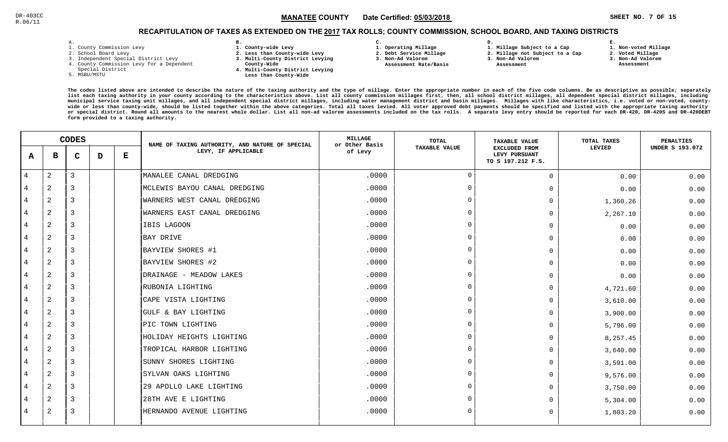DR-403CC
R.06/11

**MANATEE COUNTY** Date Certified: **05/03/2018**

## RECAPITULATION OF TAXES AS EXTENDED ON THE 2017 TAX ROLLS; COUNTY COMMISSION, SCHOOL BOARD, AND TAXING DISTRICTS

A.
1. County Commission Levy
2. School Board Levy
3. Independent Special District Levy
4. County Commission Levy for a Dependent Special District
5. MSBU/MSTU

B.
1. County-wide Levy
2. Less than County-wide Levy
3. Multi-County District Levying County-Wide
4. Multi-County District Levying Less than County-Wide

C.
1. Operating Millage
2. Debt Service Millage
3. Non-Ad Valorem Assessment Rate/Basis

D.
1. Millage Subject to a Cap
2. Millage not Subject to a Cap
3. Non-Ad Valorem Assessment

E.
1. Non-voted Millage
2. Voted Millage
3. Non-Ad Valorem Assessment

The codes listed above are intended to describe the nature of the taxing authority and the type of millage. Enter the appropriate number in each of the five code columns. Be as descriptive as possible; separately list each taxing authority in your county according to the characteristics above. List all county commission millages first, then, all school district millages, all independent special district millages, including municipal service taxing unit millages, and all independent special district millages, including water management district and basin millages. Millages with like characteristics, i.e. voted or non-voted, county-wide or less than county-wide, should be listed together within the above categories. Total all taxes levied. All voter approved debt payments should be specified and listed with the appropriate taxing authority or special district. Round all amounts to the nearest whole dollar. List all non-ad valorem assessments included on the tax rolls. A separate levy entry should be reported for each DR-420, DR-420S and DR-420DEBT form provided to a taxing authority.

| A | B | C | D | E | NAME OF TAXING AUTHORITY, AND NATURE OF SPECIAL LEVY, IF APPLICABLE | MILLAGE or Other Basis of Levy | TOTAL TAXABLE VALUE | TAXABLE VALUE EXCLUDED FROM LEVY PURSUANT TO S 197.212 F.S. | TOTAL TAXES LEVIED | PENALTIES UNDER S 193.072 |
|---|---|---|---|---|---|---|---|---|---|---|
| 4 | 2 | 3 | | | MANALEE CANAL DREDGING | .0000 | 0 | 0 | 0.00 | 0.00 |
| 4 | 2 | 3 | | | MCLEWIS BAYOU CANAL DREDGING | .0000 | 0 | 0 | 0.00 | 0.00 |
| 4 | 2 | 3 | | | WARNERS WEST CANAL DREDGING | .0000 | 0 | 0 | 1,360.26 | 0.00 |
| 4 | 2 | 3 | | | WARNERS EAST CANAL DREDGING | .0000 | 0 | 0 | 2,267.10 | 0.00 |
| 4 | 2 | 3 | | | IBIS LAGOON | .0000 | 0 | 0 | 0.00 | 0.00 |
| 4 | 2 | 3 | | | BAY DRIVE | .0000 | 0 | 0 | 0.00 | 0.00 |
| 4 | 2 | 3 | | | BAYVIEW SHORES #1 | .0000 | 0 | 0 | 0.00 | 0.00 |
| 4 | 2 | 3 | | | BAYVIEW SHORES #2 | .0000 | 0 | 0 | 0.00 | 0.00 |
| 4 | 2 | 3 | | | DRAINAGE - MEADOW LAKES | .0000 | 0 | 0 | 0.00 | 0.00 |
| 4 | 2 | 3 | | | RUBONIA LIGHTING | .0000 | 0 | 0 | 4,721.60 | 0.00 |
| 4 | 2 | 3 | | | CAPE VISTA LIGHTING | .0000 | 0 | 0 | 3,610.00 | 0.00 |
| 4 | 2 | 3 | | | GULF & BAY LIGHTING | .0000 | 0 | 0 | 3,900.00 | 0.00 |
| 4 | 2 | 3 | | | PIC TOWN LIGHTING | .0000 | 0 | 0 | 5,796.00 | 0.00 |
| 4 | 2 | 3 | | | HOLIDAY HEIGHTS LIGHTING | .0000 | 0 | 0 | 8,257.45 | 0.00 |
| 4 | 2 | 3 | | | TROPICAL HARBOR LIGHTING | .0000 | 0 | 0 | 3,640.00 | 0.00 |
| 4 | 2 | 3 | | | SUNNY SHORES LIGHTING | .0000 | 0 | 0 | 3,591.00 | 0.00 |
| 4 | 2 | 3 | | | SYLVAN OAKS LIGHTING | .0000 | 0 | 0 | 9,576.00 | 0.00 |
| 4 | 2 | 3 | | | 29 APOLLO LAKE LIGHTING | .0000 | 0 | 0 | 3,750.00 | 0.00 |
| 4 | 2 | 3 | | | 28TH AVE E LIGHTING | .0000 | 0 | 0 | 5,304.00 | 0.00 |
| 4 | 2 | 3 | | | HERNANDO AVENUE LIGHTING | .0000 | 0 | 0 | 1,803.20 | 0.00 |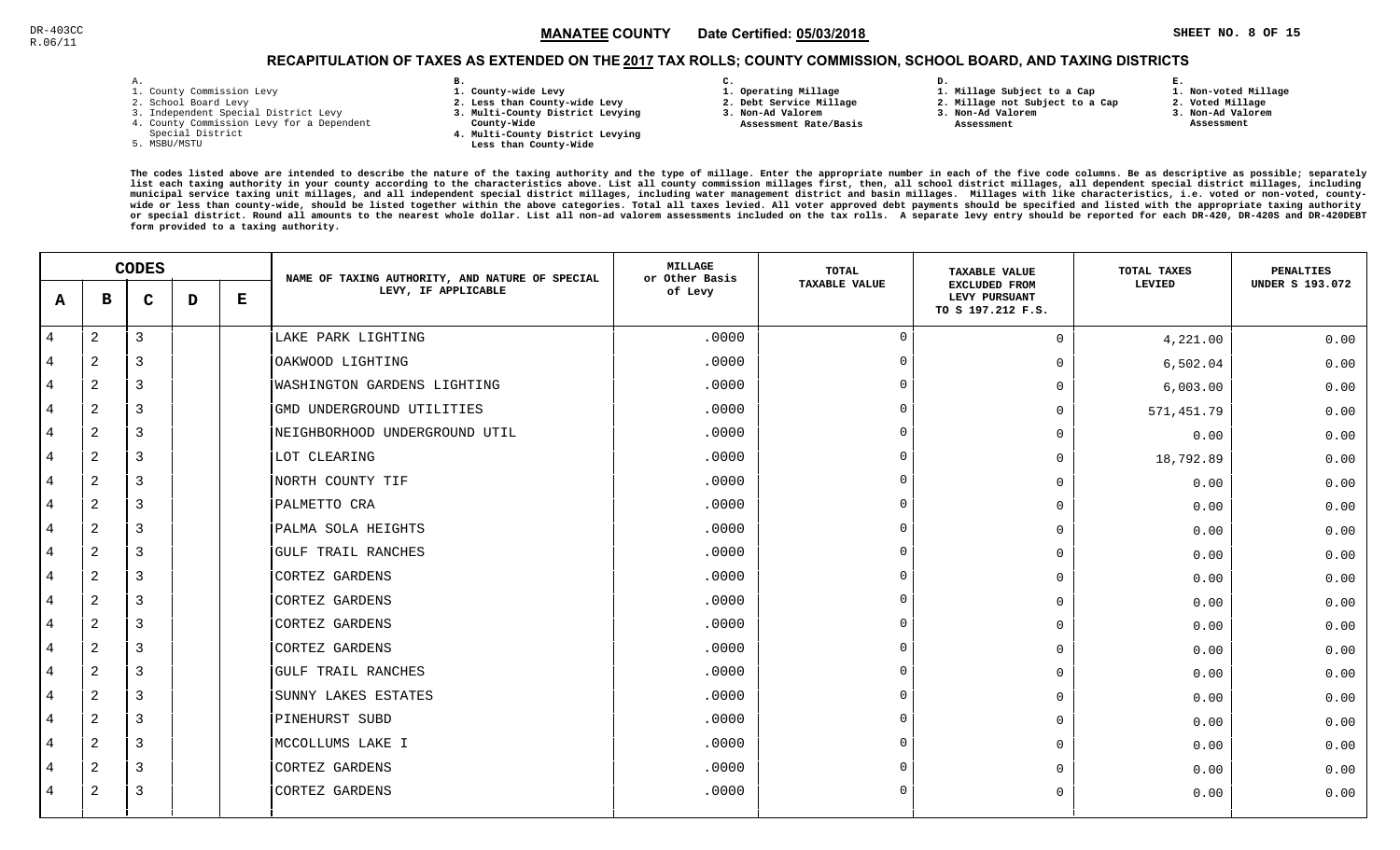DR-403CC
R.06/11

**MANATEE COUNTY** Date Certified: **05/03/2018**

## RECAPITULATION OF TAXES AS EXTENDED ON THE 2017 TAX ROLLS; COUNTY COMMISSION, SCHOOL BOARD, AND TAXING DISTRICTS

A.
1. County Commission Levy
2. School Board Levy
3. Independent Special District Levy
4. County Commission Levy for a Dependent Special District
5. MSBU/MSTU

B.
1. County-wide Levy
2. Less than County-wide Levy
3. Multi-County District Levying County-Wide
4. Multi-County District Levying Less than County-Wide

C.
1. Operating Millage
2. Debt Service Millage
3. Non-Ad Valorem Assessment Rate/Basis

D.
1. Millage Subject to a Cap
2. Millage not Subject to a Cap
3. Non-Ad Valorem Assessment

E.
1. Non-voted Millage
2. Voted Millage
3. Non-Ad Valorem Assessment

The codes listed above are intended to describe the nature of the taxing authority and the type of millage. Enter the appropriate number in each of the five code columns. Be as descriptive as possible; separately list each taxing authority in your county according to the characteristics above. List all county commission millages first, then, all school district millages, all dependent special district millages, including municipal service taxing unit millages, and all independent special district millages, including water management district and basin millages. Millages with like characteristics, i.e. voted or non-voted, county-wide or less than county-wide, should be listed together within the above categories. Total all taxes levied. All voter approved debt payments should be specified and listed with the appropriate taxing authority or special district. Round all amounts to the nearest whole dollar. List all non-ad valorem assessments included on the tax rolls. A separate levy entry should be reported for each DR-420, DR-420S and DR-420DEBT form provided to a taxing authority.

| A | B | C | D | E | NAME OF TAXING AUTHORITY, AND NATURE OF SPECIAL LEVY, IF APPLICABLE | MILLAGE or Other Basis of Levy | TOTAL TAXABLE VALUE | TAXABLE VALUE EXCLUDED FROM LEVY PURSUANT TO S 197.212 F.S. | TOTAL TAXES LEVIED | PENALTIES UNDER S 193.072 |
|---|---|---|---|---|---|---|---|---|---|---|
| 4 | 2 | 3 | | | LAKE PARK LIGHTING | .0000 | 0 | 0 | 4,221.00 | 0.00 |
| 4 | 2 | 3 | | | OAKWOOD LIGHTING | .0000 | 0 | 0 | 6,502.04 | 0.00 |
| 4 | 2 | 3 | | | WASHINGTON GARDENS LIGHTING | .0000 | 0 | 0 | 6,003.00 | 0.00 |
| 4 | 2 | 3 | | | GMD UNDERGROUND UTILITIES | .0000 | 0 | 0 | 571,451.79 | 0.00 |
| 4 | 2 | 3 | | | NEIGHBORHOOD UNDERGROUND UTIL | .0000 | 0 | 0 | 0.00 | 0.00 |
| 4 | 2 | 3 | | | LOT CLEARING | .0000 | 0 | 0 | 18,792.89 | 0.00 |
| 4 | 2 | 3 | | | NORTH COUNTY TIF | .0000 | 0 | 0 | 0.00 | 0.00 |
| 4 | 2 | 3 | | | PALMETTO CRA | .0000 | 0 | 0 | 0.00 | 0.00 |
| 4 | 2 | 3 | | | PALMA SOLA HEIGHTS | .0000 | 0 | 0 | 0.00 | 0.00 |
| 4 | 2 | 3 | | | GULF TRAIL RANCHES | .0000 | 0 | 0 | 0.00 | 0.00 |
| 4 | 2 | 3 | | | CORTEZ GARDENS | .0000 | 0 | 0 | 0.00 | 0.00 |
| 4 | 2 | 3 | | | CORTEZ GARDENS | .0000 | 0 | 0 | 0.00 | 0.00 |
| 4 | 2 | 3 | | | CORTEZ GARDENS | .0000 | 0 | 0 | 0.00 | 0.00 |
| 4 | 2 | 3 | | | CORTEZ GARDENS | .0000 | 0 | 0 | 0.00 | 0.00 |
| 4 | 2 | 3 | | | GULF TRAIL RANCHES | .0000 | 0 | 0 | 0.00 | 0.00 |
| 4 | 2 | 3 | | | SUNNY LAKES ESTATES | .0000 | 0 | 0 | 0.00 | 0.00 |
| 4 | 2 | 3 | | | PINEHURST SUBD | .0000 | 0 | 0 | 0.00 | 0.00 |
| 4 | 2 | 3 | | | MCCOLLUMS LAKE I | .0000 | 0 | 0 | 0.00 | 0.00 |
| 4 | 2 | 3 | | | CORTEZ GARDENS | .0000 | 0 | 0 | 0.00 | 0.00 |
| 4 | 2 | 3 | | | CORTEZ GARDENS | .0000 | 0 | 0 | 0.00 | 0.00 |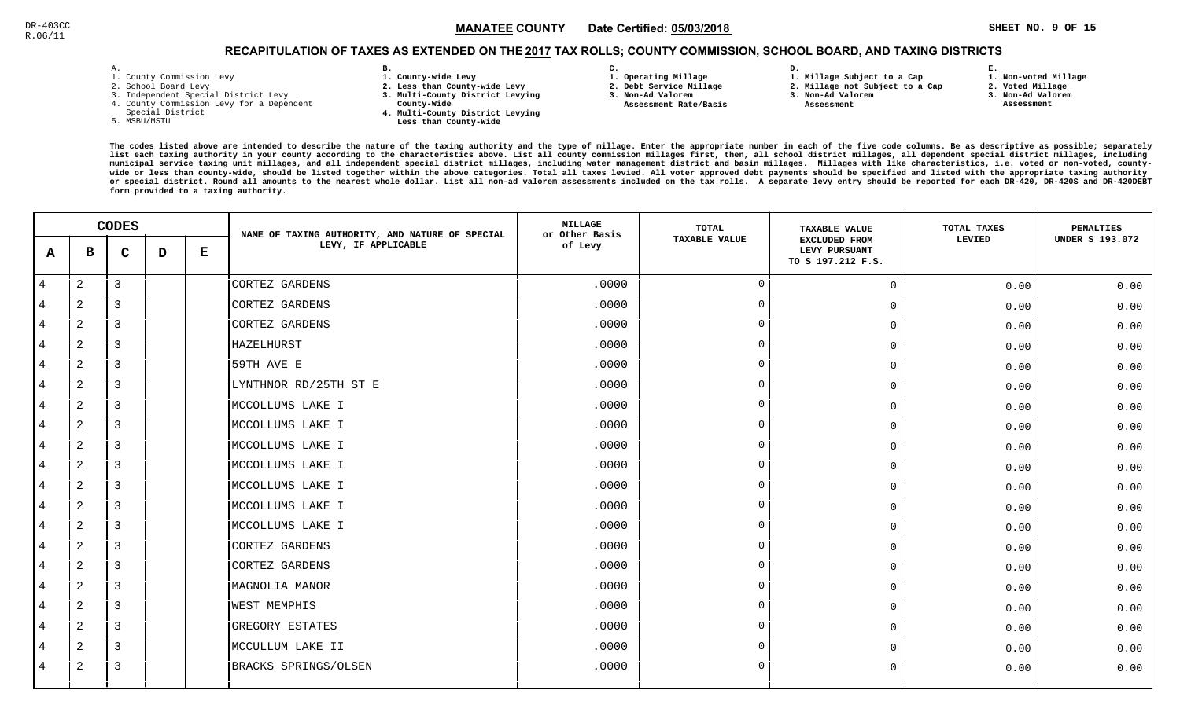DR-403CC
R.06/11

**MANATEE COUNTY** Date Certified: **05/03/2018**

## RECAPITULATION OF TAXES AS EXTENDED ON THE 2017 TAX ROLLS; COUNTY COMMISSION, SCHOOL BOARD, AND TAXING DISTRICTS

**A.**
1. County Commission Levy
2. School Board Levy
3. Independent Special District Levy
4. County Commission Levy for a Dependent Special District
5. MSBU/MSTU

**B.**
1. County-wide Levy
2. Less than County-wide Levy
3. Multi-County District Levying County-Wide
4. Multi-County District Levying Less than County-Wide

**C.**
1. Operating Millage
2. Debt Service Millage
3. Non-Ad Valorem Assessment Rate/Basis

**D.**
1. Millage Subject to a Cap
2. Millage not Subject to a Cap
3. Non-Ad Valorem Assessment

**E.**
1. Non-voted Millage
2. Voted Millage
3. Non-Ad Valorem Assessment

The codes listed above are intended to describe the nature of the taxing authority and the type of millage. Enter the appropriate number in each of the five code columns. Be as descriptive as possible; separately list each taxing authority in your county according to the characteristics above. List all county commission millages first, then, all school district millages, all dependent special district millages, including municipal service taxing unit millages, and all independent special district millages, including water management district and basin millages. Millages with like characteristics, i.e. voted or non-voted, county-wide or less than county-wide, should be listed together within the above categories. Total all taxes levied. All voter approved debt payments should be specified and listed with the appropriate taxing authority or special district. Round all amounts to the nearest whole dollar. List all non-ad valorem assessments included on the tax rolls. A separate levy entry should be reported for each DR-420, DR-420S and DR-420DEBT form provided to a taxing authority.

| A | B | C | D | E | NAME OF TAXING AUTHORITY, AND NATURE OF SPECIAL LEVY, IF APPLICABLE | MILLAGE or Other Basis of Levy | TOTAL TAXABLE VALUE | TAXABLE VALUE EXCLUDED FROM LEVY PURSUANT TO S 197.212 F.S. | TOTAL TAXES LEVIED | PENALTIES UNDER S 193.072 |
|---|---|---|---|---|---|---|---|---|---|---|
| 4 | 2 | 3 | | | CORTEZ GARDENS | .0000 | 0 | 0 | 0.00 | 0.00 |
| 4 | 2 | 3 | | | CORTEZ GARDENS | .0000 | 0 | 0 | 0.00 | 0.00 |
| 4 | 2 | 3 | | | CORTEZ GARDENS | .0000 | 0 | 0 | 0.00 | 0.00 |
| 4 | 2 | 3 | | | HAZELHURST | .0000 | 0 | 0 | 0.00 | 0.00 |
| 4 | 2 | 3 | | | 59TH AVE E | .0000 | 0 | 0 | 0.00 | 0.00 |
| 4 | 2 | 3 | | | LYNTHNOR RD/25TH ST E | .0000 | 0 | 0 | 0.00 | 0.00 |
| 4 | 2 | 3 | | | MCCOLLUMS LAKE I | .0000 | 0 | 0 | 0.00 | 0.00 |
| 4 | 2 | 3 | | | MCCOLLUMS LAKE I | .0000 | 0 | 0 | 0.00 | 0.00 |
| 4 | 2 | 3 | | | MCCOLLUMS LAKE I | .0000 | 0 | 0 | 0.00 | 0.00 |
| 4 | 2 | 3 | | | MCCOLLUMS LAKE I | .0000 | 0 | 0 | 0.00 | 0.00 |
| 4 | 2 | 3 | | | MCCOLLUMS LAKE I | .0000 | 0 | 0 | 0.00 | 0.00 |
| 4 | 2 | 3 | | | MCCOLLUMS LAKE I | .0000 | 0 | 0 | 0.00 | 0.00 |
| 4 | 2 | 3 | | | CORTEZ GARDENS | .0000 | 0 | 0 | 0.00 | 0.00 |
| 4 | 2 | 3 | | | CORTEZ GARDENS | .0000 | 0 | 0 | 0.00 | 0.00 |
| 4 | 2 | 3 | | | MAGNOLIA MANOR | .0000 | 0 | 0 | 0.00 | 0.00 |
| 4 | 2 | 3 | | | WEST MEMPHIS | .0000 | 0 | 0 | 0.00 | 0.00 |
| 4 | 2 | 3 | | | GREGORY ESTATES | .0000 | 0 | 0 | 0.00 | 0.00 |
| 4 | 2 | 3 | | | MCCULLUM LAKE II | .0000 | 0 | 0 | 0.00 | 0.00 |
| 4 | 2 | 3 | | | BRACKS SPRINGS/OLSEN | .0000 | 0 | 0 | 0.00 | 0.00 |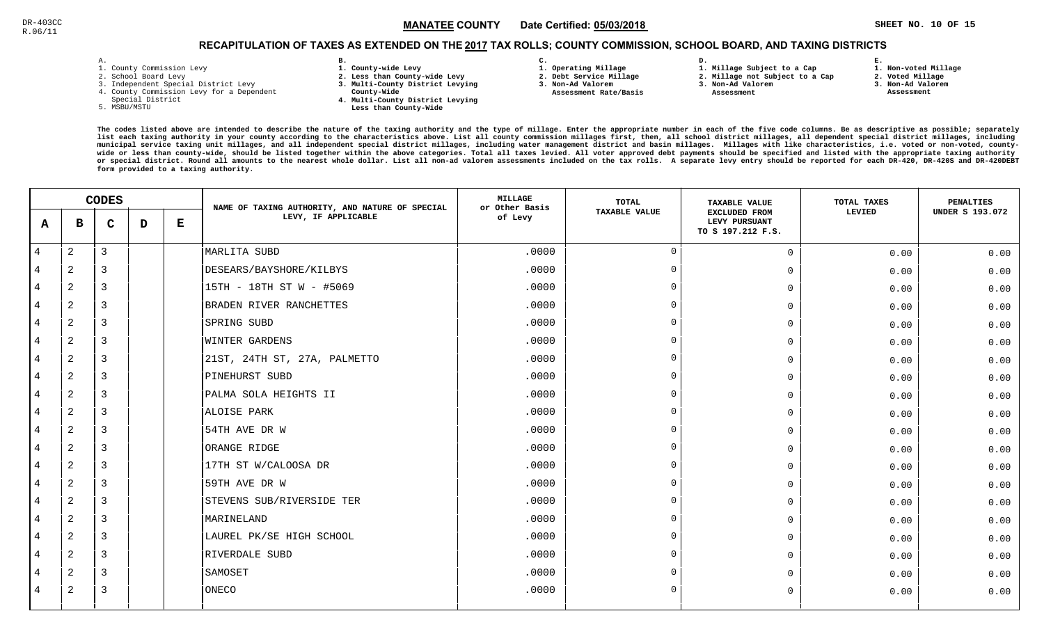DR-403CC
R.06/11

**MANATEE COUNTY** Date Certified: **05/03/2018** SHEET NO. 10 OF 15

## RECAPITULATION OF TAXES AS EXTENDED ON THE 2017 TAX ROLLS; COUNTY COMMISSION, SCHOOL BOARD, AND TAXING DISTRICTS

A.
1. County Commission Levy
2. School Board Levy
3. Independent Special District Levy
4. County Commission Levy for a Dependent Special District
5. MSBU/MSTU

B.
1. County-wide Levy
2. Less than County-wide Levy
3. Multi-County District Levying County-Wide
4. Multi-County District Levying Less than County-Wide

C.
1. Operating Millage
2. Debt Service Millage
3. Non-Ad Valorem Assessment Rate/Basis

D.
1. Millage Subject to a Cap
2. Millage not Subject to a Cap
3. Non-Ad Valorem Assessment

E.
1. Non-voted Millage
2. Voted Millage
3. Non-Ad Valorem Assessment

The codes listed above are intended to describe the nature of the taxing authority and the type of millage. Enter the appropriate number in each of the five code columns. Be as descriptive as possible; separately list each taxing authority in your county according to the characteristics above. List all county commission millages first, then, all school district millages, all dependent special district millages, including municipal service taxing unit millages, and all independent special district millages, including water management district and basin millages. Millages with like characteristics, i.e. voted or non-voted, county-wide or less than county-wide, should be listed together within the above categories. Total all taxes levied. All voter approved debt payments should be specified and listed with the appropriate taxing authority or special district. Round all amounts to the nearest whole dollar. List all non-ad valorem assessments included on the tax rolls. A separate levy entry should be reported for each DR-420, DR-420S and DR-420DEBT form provided to a taxing authority.

| CODES | | | | | NAME OF TAXING AUTHORITY, AND NATURE OF SPECIAL LEVY, IF APPLICABLE | MILLAGE or Other Basis of Levy | TOTAL TAXABLE VALUE | TAXABLE VALUE EXCLUDED FROM LEVY PURSUANT TO S 197.212 F.S. | TOTAL TAXES LEVIED | PENALTIES UNDER S 193.072 |
|---|---|---|---|---|---|---|---|---|---|---|
| A | B | C | D | E | | | | | | |
| 4 | 2 | 3 | | | MARLITA SUBD | .0000 | 0 | 0 | 0.00 | 0.00 |
| 4 | 2 | 3 | | | DESEARS/BAYSHORE/KILBYS | .0000 | 0 | 0 | 0.00 | 0.00 |
| 4 | 2 | 3 | | | 15TH - 18TH ST W - #5069 | .0000 | 0 | 0 | 0.00 | 0.00 |
| 4 | 2 | 3 | | | BRADEN RIVER RANCHETTES | .0000 | 0 | 0 | 0.00 | 0.00 |
| 4 | 2 | 3 | | | SPRING SUBD | .0000 | 0 | 0 | 0.00 | 0.00 |
| 4 | 2 | 3 | | | WINTER GARDENS | .0000 | 0 | 0 | 0.00 | 0.00 |
| 4 | 2 | 3 | | | 21ST, 24TH ST, 27A, PALMETTO | .0000 | 0 | 0 | 0.00 | 0.00 |
| 4 | 2 | 3 | | | PINEHURST SUBD | .0000 | 0 | 0 | 0.00 | 0.00 |
| 4 | 2 | 3 | | | PALMA SOLA HEIGHTS II | .0000 | 0 | 0 | 0.00 | 0.00 |
| 4 | 2 | 3 | | | ALOISE PARK | .0000 | 0 | 0 | 0.00 | 0.00 |
| 4 | 2 | 3 | | | 54TH AVE DR W | .0000 | 0 | 0 | 0.00 | 0.00 |
| 4 | 2 | 3 | | | ORANGE RIDGE | .0000 | 0 | 0 | 0.00 | 0.00 |
| 4 | 2 | 3 | | | 17TH ST W/CALOOSA DR | .0000 | 0 | 0 | 0.00 | 0.00 |
| 4 | 2 | 3 | | | 59TH AVE DR W | .0000 | 0 | 0 | 0.00 | 0.00 |
| 4 | 2 | 3 | | | STEVENS SUB/RIVERSIDE TER | .0000 | 0 | 0 | 0.00 | 0.00 |
| 4 | 2 | 3 | | | MARINELAND | .0000 | 0 | 0 | 0.00 | 0.00 |
| 4 | 2 | 3 | | | LAUREL PK/SE HIGH SCHOOL | .0000 | 0 | 0 | 0.00 | 0.00 |
| 4 | 2 | 3 | | | RIVERDALE SUBD | .0000 | 0 | 0 | 0.00 | 0.00 |
| 4 | 2 | 3 | | | SAMOSET | .0000 | 0 | 0 | 0.00 | 0.00 |
| 4 | 2 | 3 | | | ONECO | .0000 | 0 | 0 | 0.00 | 0.00 |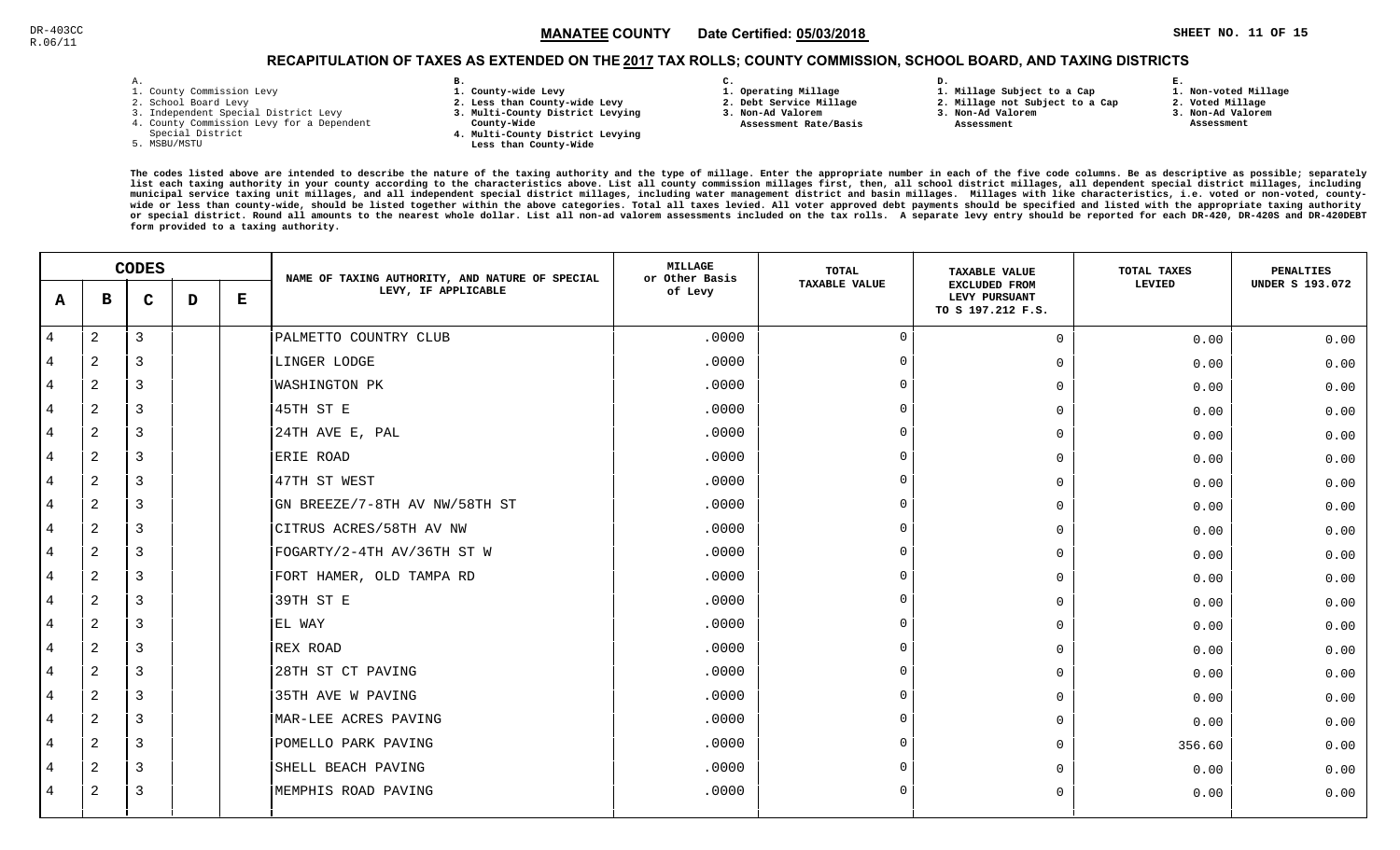DR-403CC
R.06/11

**MANATEE COUNTY** Date Certified: **05/03/2018**

## RECAPITULATION OF TAXES AS EXTENDED ON THE 2017 TAX ROLLS; COUNTY COMMISSION, SCHOOL BOARD, AND TAXING DISTRICTS

A.
1. County Commission Levy
2. School Board Levy
3. Independent Special District Levy
4. County Commission Levy for a Dependent Special District
5. MSBU/MSTU

B.
1. County-wide Levy
2. Less than County-wide Levy
3. Multi-County District Levying County-Wide
4. Multi-County District Levying Less than County-Wide

C.
1. Operating Millage
2. Debt Service Millage
3. Non-Ad Valorem Assessment Rate/Basis

D.
1. Millage Subject to a Cap
2. Millage not Subject to a Cap
3. Non-Ad Valorem Assessment

E.
1. Non-voted Millage
2. Voted Millage
3. Non-Ad Valorem Assessment

The codes listed above are intended to describe the nature of the taxing authority and the type of millage. Enter the appropriate number in each of the five code columns. Be as descriptive as possible; separately list each taxing authority in your county according to the characteristics above. List all county commission millages first, then, all school district millages, all dependent special district millages, including municipal service taxing unit millages, and all independent special district millages, including water management district and basin millages. Millages with like characteristics, i.e. voted or non-voted, county-wide or less than county-wide, should be listed together within the above categories. Total all taxes levied. All voter approved debt payments should be specified and listed with the appropriate taxing authority or special district. Round all amounts to the nearest whole dollar. List all non-ad valorem assessments included on the tax rolls. A separate levy entry should be reported for each DR-420, DR-420S and DR-420DEBT form provided to a taxing authority.

| CODES | | | | | NAME OF TAXING AUTHORITY, AND NATURE OF SPECIAL LEVY, IF APPLICABLE | MILLAGE or Other Basis of Levy | TOTAL TAXABLE VALUE | TAXABLE VALUE EXCLUDED FROM LEVY PURSUANT TO S 197.212 F.S. | TOTAL TAXES LEVIED | PENALTIES UNDER S 193.072 |
|---|---|---|---|---|---|---|---|---|---|---|
| A | B | C | D | E | | | | | | |
| 4 | 2 | 3 | | | PALMETTO COUNTRY CLUB | .0000 | 0 | 0 | 0.00 | 0.00 |
| 4 | 2 | 3 | | | LINGER LODGE | .0000 | 0 | 0 | 0.00 | 0.00 |
| 4 | 2 | 3 | | | WASHINGTON PK | .0000 | 0 | 0 | 0.00 | 0.00 |
| 4 | 2 | 3 | | | 45TH ST E | .0000 | 0 | 0 | 0.00 | 0.00 |
| 4 | 2 | 3 | | | 24TH AVE E, PAL | .0000 | 0 | 0 | 0.00 | 0.00 |
| 4 | 2 | 3 | | | ERIE ROAD | .0000 | 0 | 0 | 0.00 | 0.00 |
| 4 | 2 | 3 | | | 47TH ST WEST | .0000 | 0 | 0 | 0.00 | 0.00 |
| 4 | 2 | 3 | | | GN BREEZE/7-8TH AV NW/58TH ST | .0000 | 0 | 0 | 0.00 | 0.00 |
| 4 | 2 | 3 | | | CITRUS ACRES/58TH AV NW | .0000 | 0 | 0 | 0.00 | 0.00 |
| 4 | 2 | 3 | | | FOGARTY/2-4TH AV/36TH ST W | .0000 | 0 | 0 | 0.00 | 0.00 |
| 4 | 2 | 3 | | | FORT HAMER, OLD TAMPA RD | .0000 | 0 | 0 | 0.00 | 0.00 |
| 4 | 2 | 3 | | | 39TH ST E | .0000 | 0 | 0 | 0.00 | 0.00 |
| 4 | 2 | 3 | | | EL WAY | .0000 | 0 | 0 | 0.00 | 0.00 |
| 4 | 2 | 3 | | | REX ROAD | .0000 | 0 | 0 | 0.00 | 0.00 |
| 4 | 2 | 3 | | | 28TH ST CT PAVING | .0000 | 0 | 0 | 0.00 | 0.00 |
| 4 | 2 | 3 | | | 35TH AVE W PAVING | .0000 | 0 | 0 | 0.00 | 0.00 |
| 4 | 2 | 3 | | | MAR-LEE ACRES PAVING | .0000 | 0 | 0 | 0.00 | 0.00 |
| 4 | 2 | 3 | | | POMELLO PARK PAVING | .0000 | 0 | 0 | 356.60 | 0.00 |
| 4 | 2 | 3 | | | SHELL BEACH PAVING | .0000 | 0 | 0 | 0.00 | 0.00 |
| 4 | 2 | 3 | | | MEMPHIS ROAD PAVING | .0000 | 0 | 0 | 0.00 | 0.00 |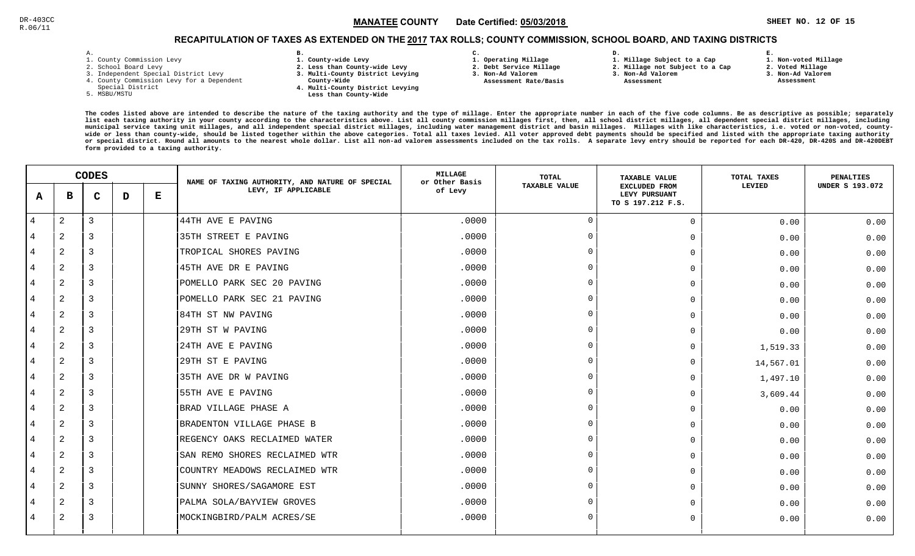DR-403CC
R.06/11

**MANATEE COUNTY** Date Certified: **05/03/2018**

## RECAPITULATION OF TAXES AS EXTENDED ON THE 2017 TAX ROLLS; COUNTY COMMISSION, SCHOOL BOARD, AND TAXING DISTRICTS

A.
1. County Commission Levy
2. School Board Levy
3. Independent Special District Levy
4. County Commission Levy for a Dependent Special District
5. MSBU/MSTU

B.
1. County-wide Levy
2. Less than County-wide Levy
3. Multi-County District Levying County-Wide
4. Multi-County District Levying Less than County-Wide

C.
1. Operating Millage
2. Debt Service Millage
3. Non-Ad Valorem Assessment Rate/Basis

D.
1. Millage Subject to a Cap
2. Millage not Subject to a Cap
3. Non-Ad Valorem Assessment

E.
1. Non-voted Millage
2. Voted Millage
3. Non-Ad Valorem Assessment

The codes listed above are intended to describe the nature of the taxing authority and the type of millage. Enter the appropriate number in each of the five code columns. Be as descriptive as possible; separately list each taxing authority in your county according to the characteristics above. List all county commission millages first, then, all school district millages, all dependent special district millages, including municipal service taxing unit millages, and all independent special district millages, including water management district and basin millages. Millages with like characteristics, i.e. voted or non-voted, county-wide or less than county-wide, should be listed together within the above categories. Total all taxes levied. All voter approved debt payments should be specified and listed with the appropriate taxing authority or special district. Round all amounts to the nearest whole dollar. List all non-ad valorem assessments included on the tax rolls. A separate levy entry should be reported for each DR-420, DR-420S and DR-420DEBT form provided to a taxing authority.

| A | B | C | D | E | NAME OF TAXING AUTHORITY, AND NATURE OF SPECIAL LEVY, IF APPLICABLE | MILLAGE or Other Basis of Levy | TOTAL TAXABLE VALUE | TAXABLE VALUE EXCLUDED FROM LEVY PURSUANT TO S 197.212 F.S. | TOTAL TAXES LEVIED | PENALTIES UNDER S 193.072 |
|---|---|---|---|---|---|---|---|---|---|---|
| 4 | 2 | 3 | | | 44TH AVE E PAVING | .0000 | 0 | 0 | 0.00 | 0.00 |
| 4 | 2 | 3 | | | 35TH STREET E PAVING | .0000 | 0 | 0 | 0.00 | 0.00 |
| 4 | 2 | 3 | | | TROPICAL SHORES PAVING | .0000 | 0 | 0 | 0.00 | 0.00 |
| 4 | 2 | 3 | | | 45TH AVE DR E PAVING | .0000 | 0 | 0 | 0.00 | 0.00 |
| 4 | 2 | 3 | | | POMELLO PARK SEC 20 PAVING | .0000 | 0 | 0 | 0.00 | 0.00 |
| 4 | 2 | 3 | | | POMELLO PARK SEC 21 PAVING | .0000 | 0 | 0 | 0.00 | 0.00 |
| 4 | 2 | 3 | | | 84TH ST NW PAVING | .0000 | 0 | 0 | 0.00 | 0.00 |
| 4 | 2 | 3 | | | 29TH ST W PAVING | .0000 | 0 | 0 | 0.00 | 0.00 |
| 4 | 2 | 3 | | | 24TH AVE E PAVING | .0000 | 0 | 0 | 1,519.33 | 0.00 |
| 4 | 2 | 3 | | | 29TH ST E PAVING | .0000 | 0 | 0 | 14,567.01 | 0.00 |
| 4 | 2 | 3 | | | 35TH AVE DR W PAVING | .0000 | 0 | 0 | 1,497.10 | 0.00 |
| 4 | 2 | 3 | | | 55TH AVE E PAVING | .0000 | 0 | 0 | 3,609.44 | 0.00 |
| 4 | 2 | 3 | | | BRAD VILLAGE PHASE A | .0000 | 0 | 0 | 0.00 | 0.00 |
| 4 | 2 | 3 | | | BRADENTON VILLAGE PHASE B | .0000 | 0 | 0 | 0.00 | 0.00 |
| 4 | 2 | 3 | | | REGENCY OAKS RECLAIMED WATER | .0000 | 0 | 0 | 0.00 | 0.00 |
| 4 | 2 | 3 | | | SAN REMO SHORES RECLAIMED WTR | .0000 | 0 | 0 | 0.00 | 0.00 |
| 4 | 2 | 3 | | | COUNTRY MEADOWS RECLAIMED WTR | .0000 | 0 | 0 | 0.00 | 0.00 |
| 4 | 2 | 3 | | | SUNNY SHORES/SAGAMORE EST | .0000 | 0 | 0 | 0.00 | 0.00 |
| 4 | 2 | 3 | | | PALMA SOLA/BAYVIEW GROVES | .0000 | 0 | 0 | 0.00 | 0.00 |
| 4 | 2 | 3 | | | MOCKINGBIRD/PALM ACRES/SE | .0000 | 0 | 0 | 0.00 | 0.00 |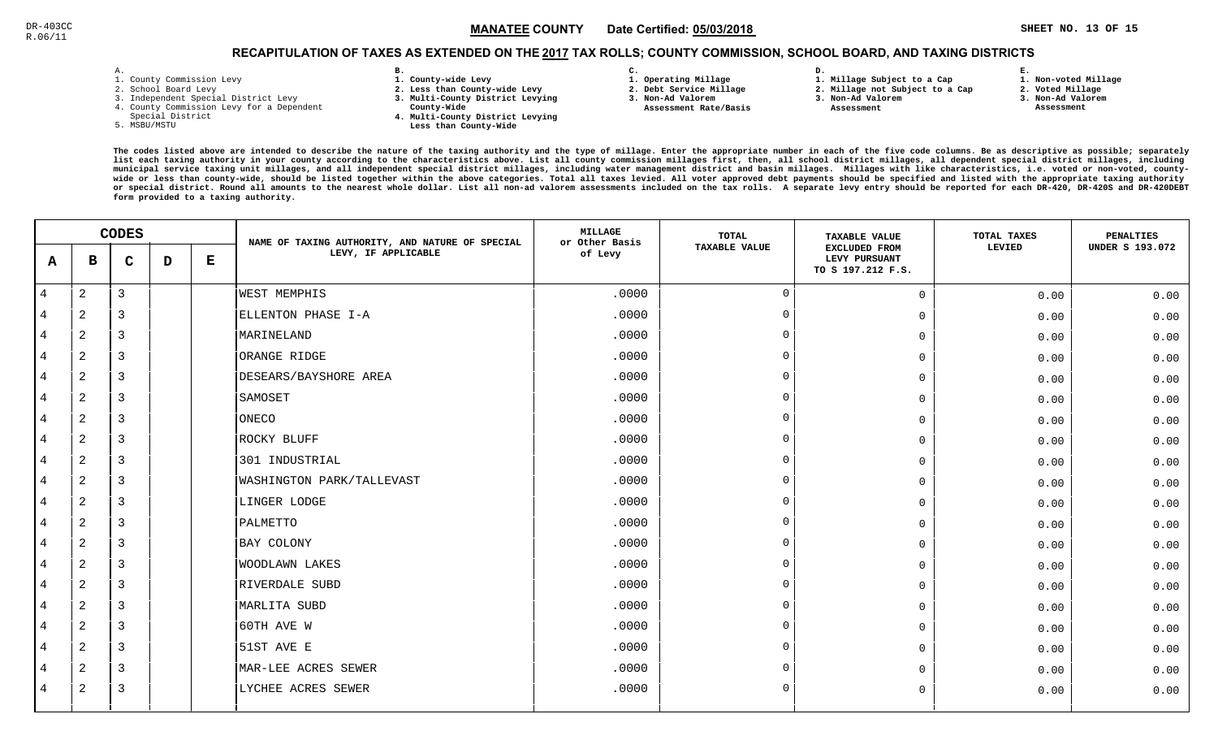DR-403CC
R.06/11

**MANATEE COUNTY** Date Certified: **05/03/2018** SHEET NO. 13 OF 15

## RECAPITULATION OF TAXES AS EXTENDED ON THE 2017 TAX ROLLS; COUNTY COMMISSION, SCHOOL BOARD, AND TAXING DISTRICTS

A.
1. County Commission Levy
2. School Board Levy
3. Independent Special District Levy
4. County Commission Levy for a Dependent Special District
5. MSBU/MSTU

B.
1. County-wide Levy
2. Less than County-wide Levy
3. Multi-County District Levying County-Wide
4. Multi-County District Levying Less than County-Wide

C.
1. Operating Millage
2. Debt Service Millage
3. Non-Ad Valorem Assessment Rate/Basis

D.
1. Millage Subject to a Cap
2. Millage not Subject to a Cap
3. Non-Ad Valorem Assessment

E.
1. Non-voted Millage
2. Voted Millage
3. Non-Ad Valorem Assessment

The codes listed above are intended to describe the nature of the taxing authority and the type of millage. Enter the appropriate number in each of the five code columns. Be as descriptive as possible; separately list each taxing authority in your county according to the characteristics above. List all county commission millages first, then, all school district millages, all dependent special district millages, including municipal service taxing unit millages, and all independent special district millages, including water management district and basin millages. Millages with like characteristics, i.e. voted or non-voted, county-wide or less than county-wide, should be listed together within the above categories. Total all taxes levied. All voter approved debt payments should be specified and listed with the appropriate taxing authority or special district. Round all amounts to the nearest whole dollar. List all non-ad valorem assessments included on the tax rolls. A separate levy entry should be reported for each DR-420, DR-420S and DR-420DEBT form provided to a taxing authority.

| CODES A | B | C | D | E | NAME OF TAXING AUTHORITY, AND NATURE OF SPECIAL LEVY, IF APPLICABLE | MILLAGE or Other Basis of Levy | TOTAL TAXABLE VALUE | TAXABLE VALUE EXCLUDED FROM LEVY PURSUANT TO S 197.212 F.S. | TOTAL TAXES LEVIED | PENALTIES UNDER S 193.072 |
|---|---|---|---|---|---|---|---|---|---|---|
| 4 | 2 | 3 | | | WEST MEMPHIS | .0000 | 0 | 0 | 0.00 | 0.00 |
| 4 | 2 | 3 | | | ELLENTON PHASE I-A | .0000 | 0 | 0 | 0.00 | 0.00 |
| 4 | 2 | 3 | | | MARINELAND | .0000 | 0 | 0 | 0.00 | 0.00 |
| 4 | 2 | 3 | | | ORANGE RIDGE | .0000 | 0 | 0 | 0.00 | 0.00 |
| 4 | 2 | 3 | | | DESEARS/BAYSHORE AREA | .0000 | 0 | 0 | 0.00 | 0.00 |
| 4 | 2 | 3 | | | SAMOSET | .0000 | 0 | 0 | 0.00 | 0.00 |
| 4 | 2 | 3 | | | ONECO | .0000 | 0 | 0 | 0.00 | 0.00 |
| 4 | 2 | 3 | | | ROCKY BLUFF | .0000 | 0 | 0 | 0.00 | 0.00 |
| 4 | 2 | 3 | | | 301 INDUSTRIAL | .0000 | 0 | 0 | 0.00 | 0.00 |
| 4 | 2 | 3 | | | WASHINGTON PARK/TALLEVAST | .0000 | 0 | 0 | 0.00 | 0.00 |
| 4 | 2 | 3 | | | LINGER LODGE | .0000 | 0 | 0 | 0.00 | 0.00 |
| 4 | 2 | 3 | | | PALMETTO | .0000 | 0 | 0 | 0.00 | 0.00 |
| 4 | 2 | 3 | | | BAY COLONY | .0000 | 0 | 0 | 0.00 | 0.00 |
| 4 | 2 | 3 | | | WOODLAWN LAKES | .0000 | 0 | 0 | 0.00 | 0.00 |
| 4 | 2 | 3 | | | RIVERDALE SUBD | .0000 | 0 | 0 | 0.00 | 0.00 |
| 4 | 2 | 3 | | | MARLITA SUBD | .0000 | 0 | 0 | 0.00 | 0.00 |
| 4 | 2 | 3 | | | 60TH AVE W | .0000 | 0 | 0 | 0.00 | 0.00 |
| 4 | 2 | 3 | | | 51ST AVE E | .0000 | 0 | 0 | 0.00 | 0.00 |
| 4 | 2 | 3 | | | MAR-LEE ACRES SEWER | .0000 | 0 | 0 | 0.00 | 0.00 |
| 4 | 2 | 3 | | | LYCHEE ACRES SEWER | .0000 | 0 | 0 | 0.00 | 0.00 |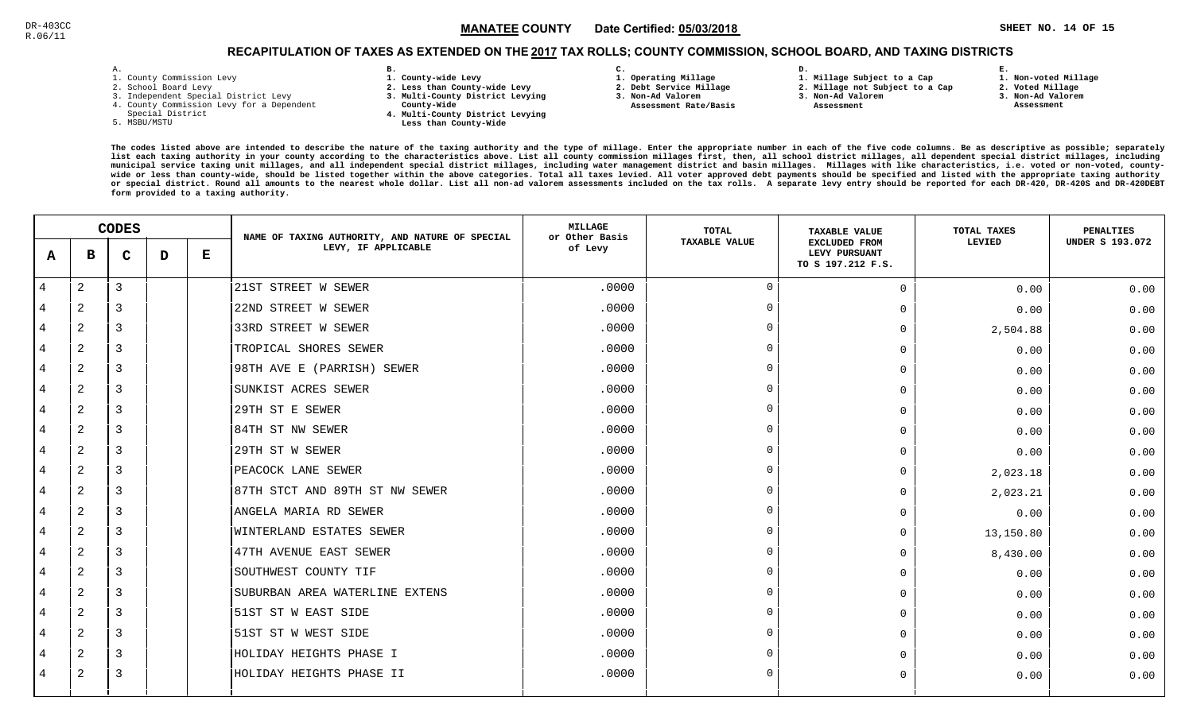DR-403CC
R.06/11

**MANATEE COUNTY** Date Certified: **05/03/2018** SHEET NO. 14 OF 15

## RECAPITULATION OF TAXES AS EXTENDED ON THE 2017 TAX ROLLS; COUNTY COMMISSION, SCHOOL BOARD, AND TAXING DISTRICTS

A.
1. County Commission Levy
2. School Board Levy
3. Independent Special District Levy
4. County Commission Levy for a Dependent Special District
5. MSBU/MSTU

B.
1. County-wide Levy
2. Less than County-wide Levy
3. Multi-County District Levying County-Wide
4. Multi-County District Levying Less than County-Wide

C.
1. Operating Millage
2. Debt Service Millage
3. Non-Ad Valorem Assessment Rate/Basis

D.
1. Millage Subject to a Cap
2. Millage not Subject to a Cap
3. Non-Ad Valorem Assessment

E.
1. Non-voted Millage
2. Voted Millage
3. Non-Ad Valorem Assessment

The codes listed above are intended to describe the nature of the taxing authority and the type of millage. Enter the appropriate number in each of the five code columns. Be as descriptive as possible; separately list each taxing authority in your county according to the characteristics above. List all county commission millages first, then, all school district millages, all dependent special district millages, including municipal service taxing unit millages, and all independent special district millages, including water management district and basin millages. Millages with like characteristics, i.e. voted or non-voted, county-wide or less than county-wide, should be listed together within the above categories. Total all taxes levied. All voter approved debt payments should be specified and listed with the appropriate taxing authority or special district. Round all amounts to the nearest whole dollar. List all non-ad valorem assessments included on the tax rolls. A separate levy entry should be reported for each DR-420, DR-420S and DR-420DEBT form provided to a taxing authority.

| CODES | | | | | NAME OF TAXING AUTHORITY, AND NATURE OF SPECIAL LEVY, IF APPLICABLE | MILLAGE or Other Basis of Levy | TOTAL TAXABLE VALUE | TAXABLE VALUE EXCLUDED FROM LEVY PURSUANT TO S 197.212 F.S. | TOTAL TAXES LEVIED | PENALTIES UNDER S 193.072 |
|---|---|---|---|---|---|---|---|---|---|---|
| A | B | C | D | E | | | | | | |
| 4 | 2 | 3 | | | 21ST STREET W SEWER | .0000 | 0 | 0 | 0.00 | 0.00 |
| 4 | 2 | 3 | | | 22ND STREET W SEWER | .0000 | 0 | 0 | 0.00 | 0.00 |
| 4 | 2 | 3 | | | 33RD STREET W SEWER | .0000 | 0 | 0 | 2,504.88 | 0.00 |
| 4 | 2 | 3 | | | TROPICAL SHORES SEWER | .0000 | 0 | 0 | 0.00 | 0.00 |
| 4 | 2 | 3 | | | 98TH AVE E (PARRISH) SEWER | .0000 | 0 | 0 | 0.00 | 0.00 |
| 4 | 2 | 3 | | | SUNKIST ACRES SEWER | .0000 | 0 | 0 | 0.00 | 0.00 |
| 4 | 2 | 3 | | | 29TH ST E SEWER | .0000 | 0 | 0 | 0.00 | 0.00 |
| 4 | 2 | 3 | | | 84TH ST NW SEWER | .0000 | 0 | 0 | 0.00 | 0.00 |
| 4 | 2 | 3 | | | 29TH ST W SEWER | .0000 | 0 | 0 | 0.00 | 0.00 |
| 4 | 2 | 3 | | | PEACOCK LANE SEWER | .0000 | 0 | 0 | 2,023.18 | 0.00 |
| 4 | 2 | 3 | | | 87TH STCT AND 89TH ST NW SEWER | .0000 | 0 | 0 | 2,023.21 | 0.00 |
| 4 | 2 | 3 | | | ANGELA MARIA RD SEWER | .0000 | 0 | 0 | 0.00 | 0.00 |
| 4 | 2 | 3 | | | WINTERLAND ESTATES SEWER | .0000 | 0 | 0 | 13,150.80 | 0.00 |
| 4 | 2 | 3 | | | 47TH AVENUE EAST SEWER | .0000 | 0 | 0 | 8,430.00 | 0.00 |
| 4 | 2 | 3 | | | SOUTHWEST COUNTY TIF | .0000 | 0 | 0 | 0.00 | 0.00 |
| 4 | 2 | 3 | | | SUBURBAN AREA WATERLINE EXTENS | .0000 | 0 | 0 | 0.00 | 0.00 |
| 4 | 2 | 3 | | | 51ST ST W EAST SIDE | .0000 | 0 | 0 | 0.00 | 0.00 |
| 4 | 2 | 3 | | | 51ST ST W WEST SIDE | .0000 | 0 | 0 | 0.00 | 0.00 |
| 4 | 2 | 3 | | | HOLIDAY HEIGHTS PHASE I | .0000 | 0 | 0 | 0.00 | 0.00 |
| 4 | 2 | 3 | | | HOLIDAY HEIGHTS PHASE II | .0000 | 0 | 0 | 0.00 | 0.00 |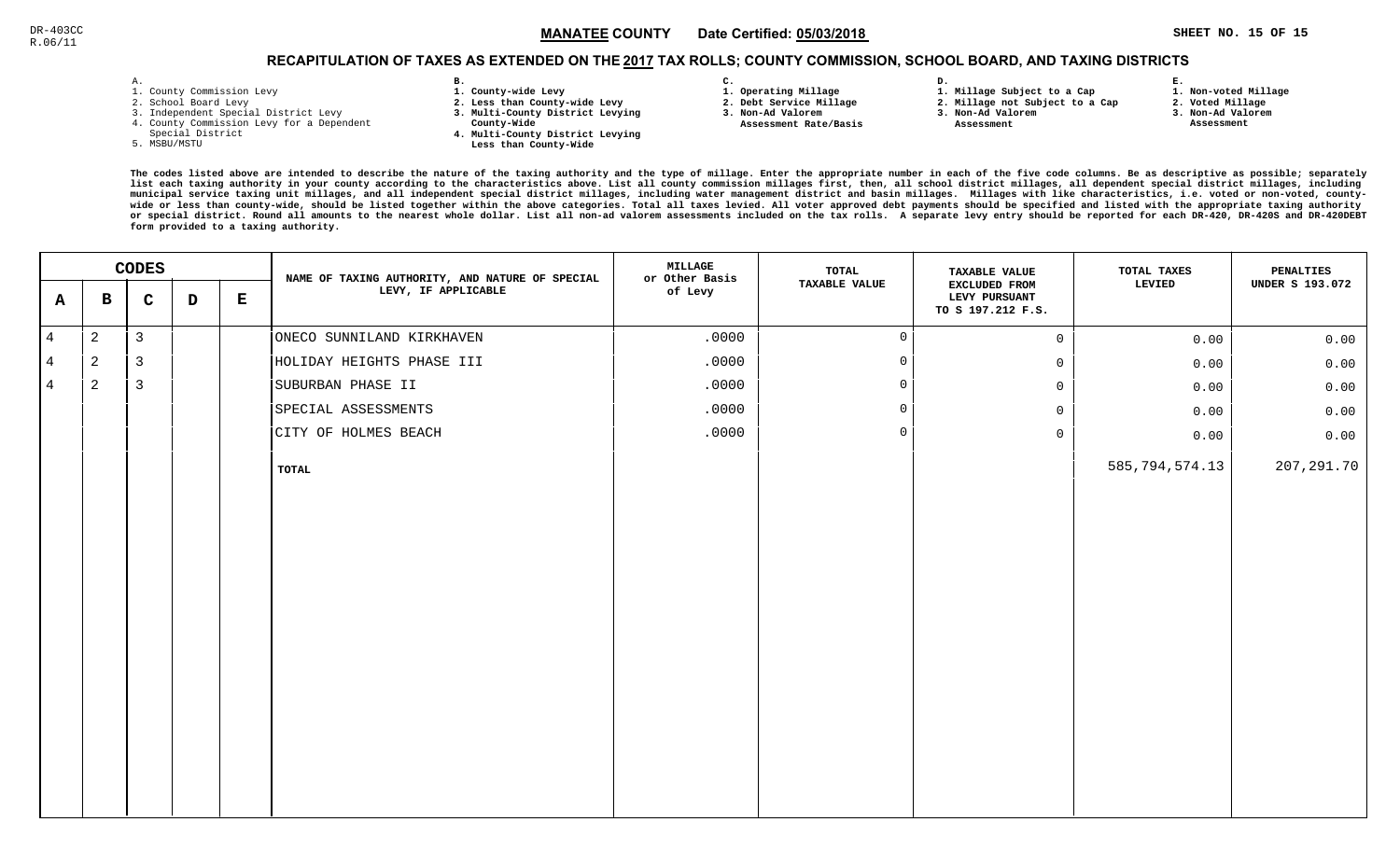DR-403CC
R.06/11

**MANATEE COUNTY** Date Certified: **05/03/2018**

## RECAPITULATION OF TAXES AS EXTENDED ON THE 2017 TAX ROLLS; COUNTY COMMISSION, SCHOOL BOARD, AND TAXING DISTRICTS

A.
1. County Commission Levy
2. School Board Levy
3. Independent Special District Levy
4. County Commission Levy for a Dependent Special District
5. MSBU/MSTU

B.
1. County-wide Levy
2. Less than County-wide Levy
3. Multi-County District Levying County-Wide
4. Multi-County District Levying Less than County-Wide

C.
1. Operating Millage
2. Debt Service Millage
3. Non-Ad Valorem Assessment Rate/Basis

D.
1. Millage Subject to a Cap
2. Millage not Subject to a Cap
3. Non-Ad Valorem Assessment

E.
1. Non-voted Millage
2. Voted Millage
3. Non-Ad Valorem Assessment

**The codes listed above are intended to describe the nature of the taxing authority and the type of millage. Enter the appropriate number in each of the five code columns. Be as descriptive as possible; separately list each taxing authority in your county according to the characteristics above. List all county commission millages first, then, all school district millages, all dependent special district millages, including municipal service taxing unit millages, and all independent special district millages, including water management district and basin millages. Millages with like characteristics, i.e. voted or non-voted, county-wide or less than county-wide, should be listed together within the above categories. Total all taxes levied. All voter approved debt payments should be specified and listed with the appropriate taxing authority or special district. Round all amounts to the nearest whole dollar. List all non-ad valorem assessments included on the tax rolls. A separate levy entry should be reported for each DR-420, DR-420S and DR-420DEBT form provided to a taxing authority.**

| CODES A | B | C | D | E | NAME OF TAXING AUTHORITY, AND NATURE OF SPECIAL LEVY, IF APPLICABLE | MILLAGE or Other Basis of Levy | TOTAL TAXABLE VALUE | TAXABLE VALUE EXCLUDED FROM LEVY PURSUANT TO S 197.212 F.S. | TOTAL TAXES LEVIED | PENALTIES UNDER S 193.072 |
|---|---|---|---|---|---|---|---|---|---|---|
| 4 | 2 | 3 | | | ONECO SUNNILAND KIRKHAVEN | .0000 | 0 | 0 | 0.00 | 0.00 |
| 4 | 2 | 3 | | | HOLIDAY HEIGHTS PHASE III | .0000 | 0 | 0 | 0.00 | 0.00 |
| 4 | 2 | 3 | | | SUBURBAN PHASE II | .0000 | 0 | 0 | 0.00 | 0.00 |
| | | | | | SPECIAL ASSESSMENTS | .0000 | 0 | 0 | 0.00 | 0.00 |
| | | | | | CITY OF HOLMES BEACH | .0000 | 0 | 0 | 0.00 | 0.00 |
| | | | | | **TOTAL** | | | | 585,794,574.13 | 207,291.70 |